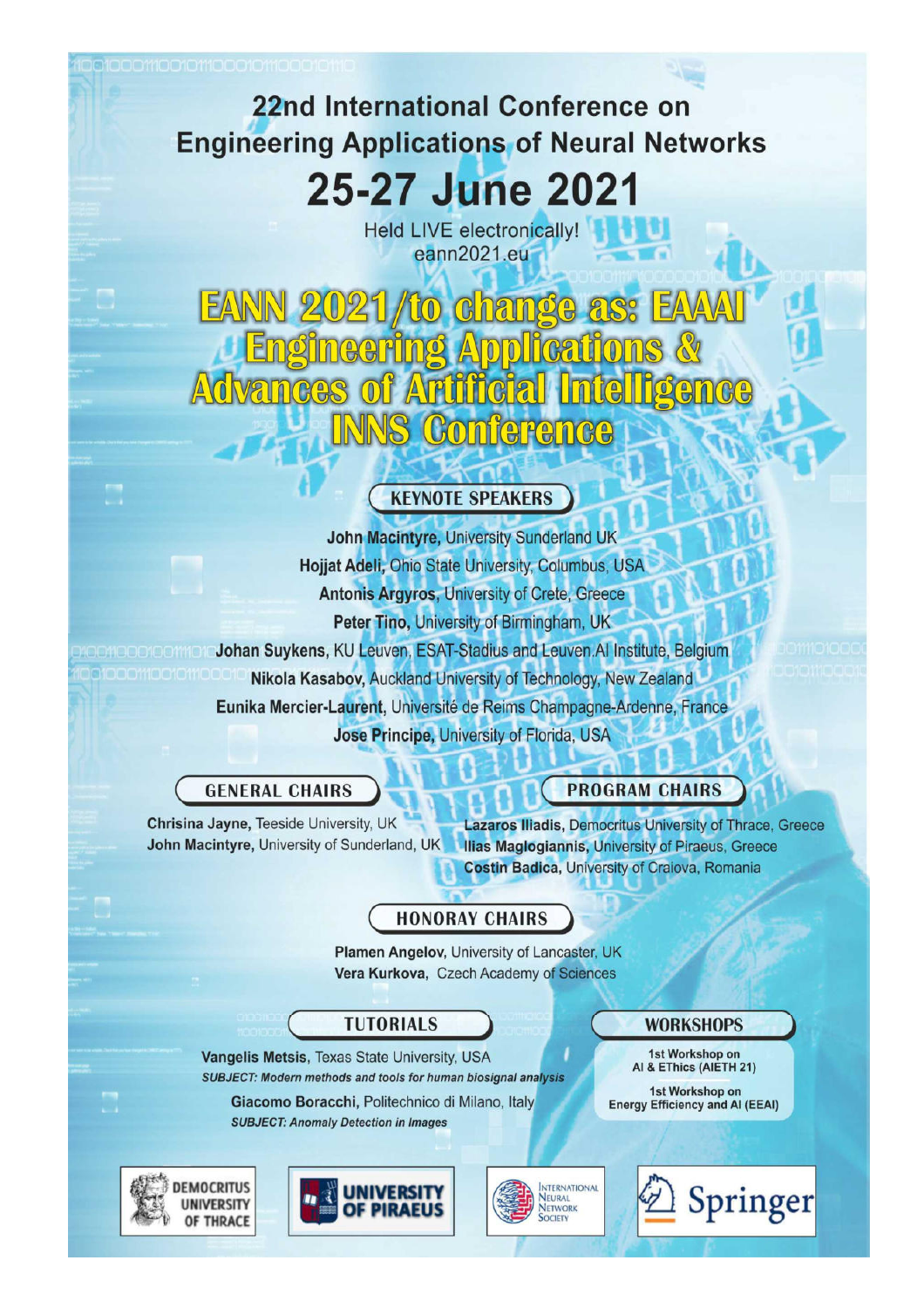# 22nd International Conference on Engineering Applications of Neural Networks

# 25-27 June 2021

Held LIVE electronically!
eann2021.eu

# EANN 2021/to change as: EAAAI Engineering Applications & Advances of Artificial Intelligence INNS Conference

## KEYNOTE SPEAKERS

**John Macintyre,** University Sunderland UK
**Hojjat Adeli,** Ohio State University, Columbus, USA
**Antonis Argyros,** University of Crete, Greece
**Peter Tino,** University of Birmingham, UK
**Johan Suykens,** KU Leuven, ESAT-Stadius and Leuven.AI Institute, Belgium
**Nikola Kasabov,** Auckland University of Technology, New Zealand
**Eunika Mercier-Laurent,** Université de Reims Champagne-Ardenne, France
**Jose Principe,** University of Florida, USA

## GENERAL CHAIRS

**Chrisina Jayne,** Teeside University, UK
**John Macintyre,** University of Sunderland, UK

## PROGRAM CHAIRS

**Lazaros Iliadis,** Democritus University of Thrace, Greece
**Ilias Maglogiannis,** University of Piraeus, Greece
**Costin Badica,** University of Craiova, Romania

## HONORAY CHAIRS

**Plamen Angelov,** University of Lancaster, UK
**Vera Kurkova,** Czech Academy of Sciences

## TUTORIALS

**Vangelis Metsis,** Texas State University, USA
***SUBJECT: Modern methods and tools for human biosignal analysis***

**Giacomo Boracchi,** Politechnico di Milano, Italy
***SUBJECT: Anomaly Detection in Images***

## WORKSHOPS

**1st Workshop on AI & EThics (AIETH 21)**

**1st Workshop on Energy Efficiency and AI (EEAI)**

DEMOCRITUS UNIVERSITY OF THRACE

UNIVERSITY OF PIRAEUS

INTERNATIONAL NEURAL NETWORK SOCIETY

Springer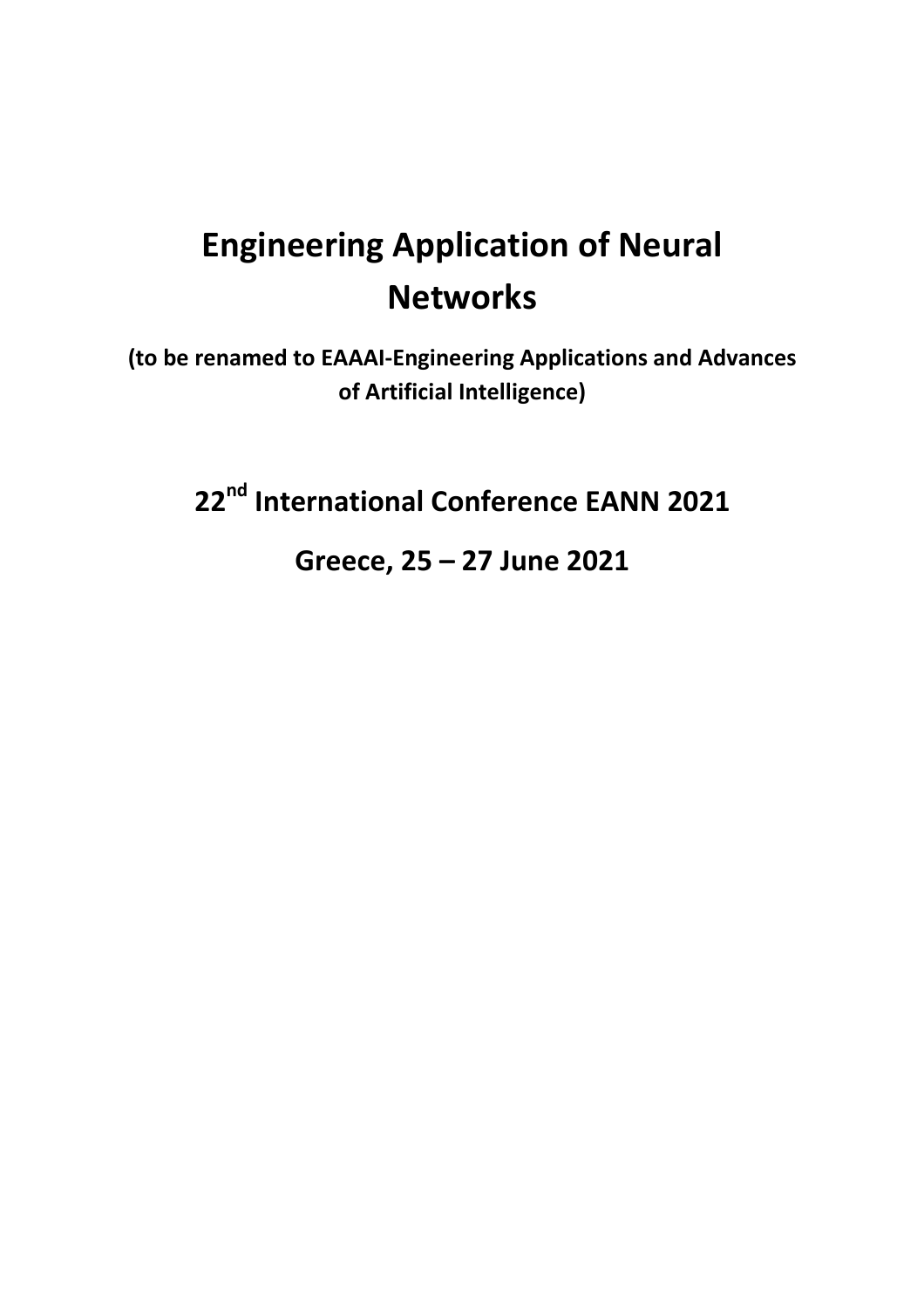# Engineering Application of Neural Networks

**(to be renamed to EAAAI-Engineering Applications and Advances of Artificial Intelligence)**

## 22nd International Conference EANN 2021

## Greece, 25 – 27 June 2021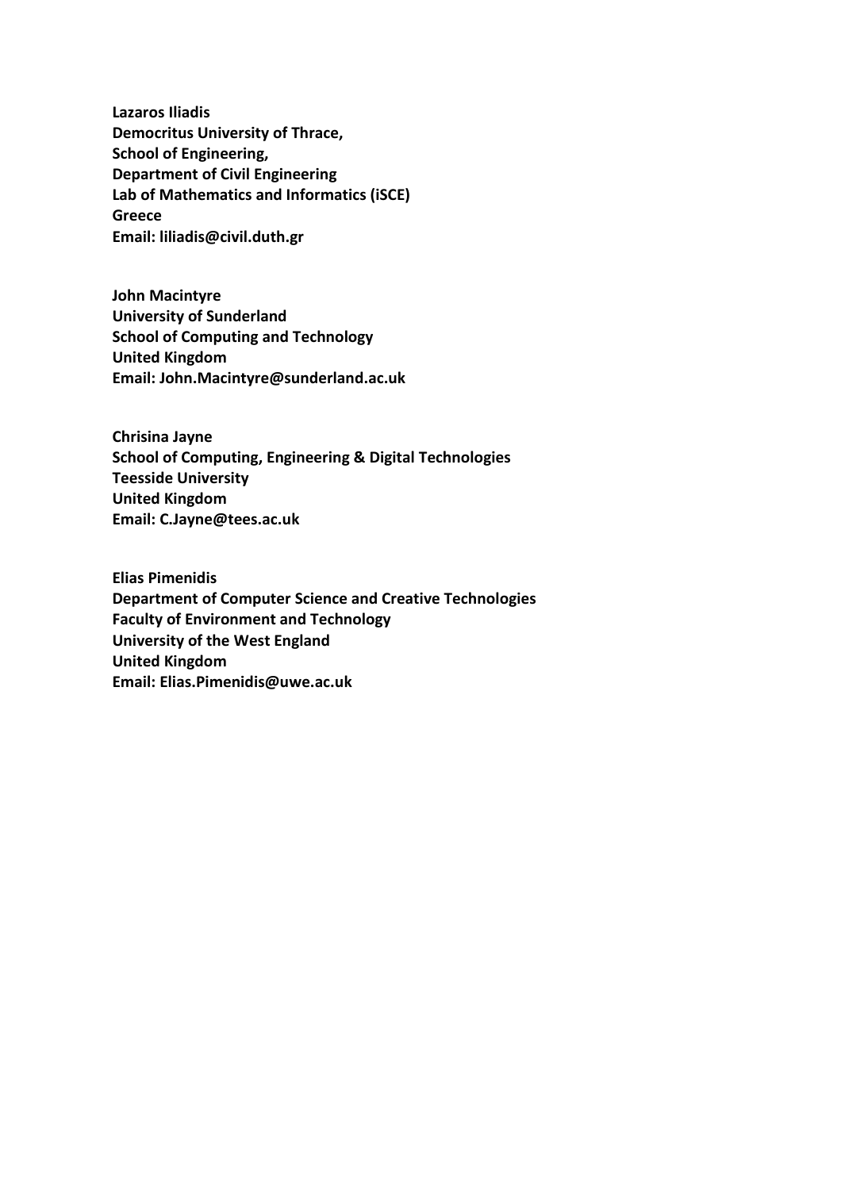**Lazaros Iliadis**
**Democritus University of Thrace,**
**School of Engineering,**
**Department of Civil Engineering**
**Lab of Mathematics and Informatics (iSCE)**
**Greece**
**Email: liliadis@civil.duth.gr**

**John Macintyre**
**University of Sunderland**
**School of Computing and Technology**
**United Kingdom**
**Email: John.Macintyre@sunderland.ac.uk**

**Chrisina Jayne**
**School of Computing, Engineering & Digital Technologies**
**Teesside University**
**United Kingdom**
**Email: C.Jayne@tees.ac.uk**

**Elias Pimenidis**
**Department of Computer Science and Creative Technologies**
**Faculty of Environment and Technology**
**University of the West England**
**United Kingdom**
**Email: Elias.Pimenidis@uwe.ac.uk**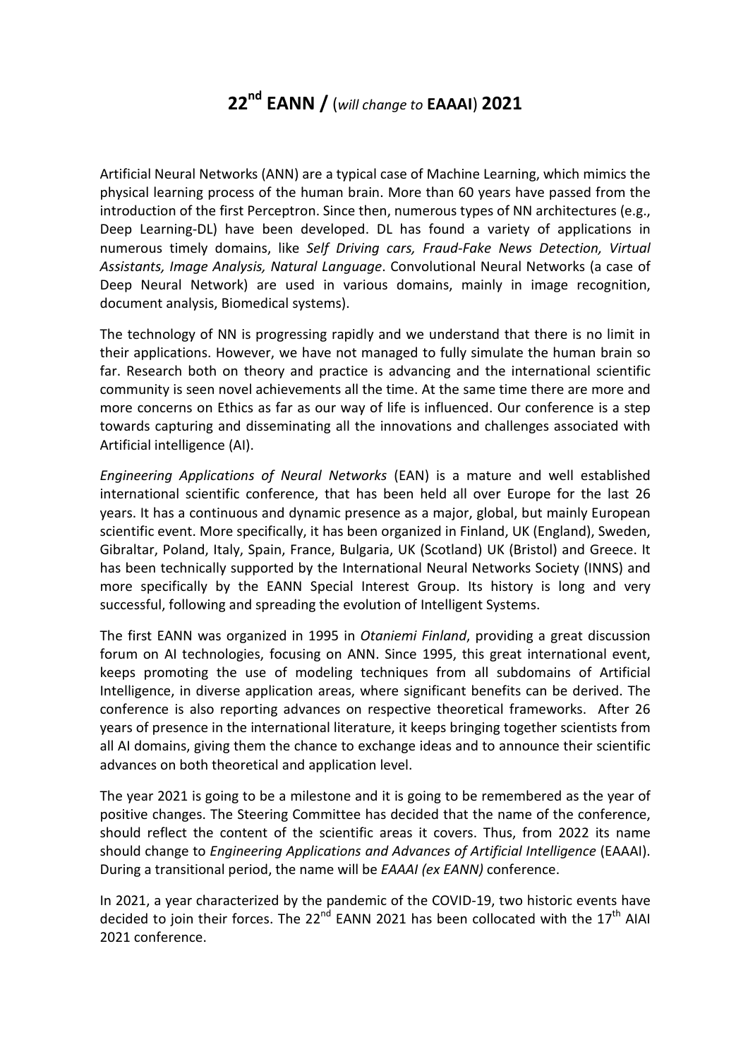# 22nd EANN / (*will change to* **EAAAI**) 2021

Artificial Neural Networks (ANN) are a typical case of Machine Learning, which mimics the physical learning process of the human brain. More than 60 years have passed from the introduction of the first Perceptron. Since then, numerous types of NN architectures (e.g., Deep Learning-DL) have been developed. DL has found a variety of applications in numerous timely domains, like *Self Driving cars, Fraud-Fake News Detection, Virtual Assistants, Image Analysis, Natural Language*. Convolutional Neural Networks (a case of Deep Neural Network) are used in various domains, mainly in image recognition, document analysis, Biomedical systems).

The technology of NN is progressing rapidly and we understand that there is no limit in their applications. However, we have not managed to fully simulate the human brain so far. Research both on theory and practice is advancing and the international scientific community is seen novel achievements all the time. At the same time there are more and more concerns on Ethics as far as our way of life is influenced. Our conference is a step towards capturing and disseminating all the innovations and challenges associated with Artificial intelligence (AI).

*Engineering Applications of Neural Networks* (EAN) is a mature and well established international scientific conference, that has been held all over Europe for the last 26 years. It has a continuous and dynamic presence as a major, global, but mainly European scientific event. More specifically, it has been organized in Finland, UK (England), Sweden, Gibraltar, Poland, Italy, Spain, France, Bulgaria, UK (Scotland) UK (Bristol) and Greece. It has been technically supported by the International Neural Networks Society (INNS) and more specifically by the EANN Special Interest Group. Its history is long and very successful, following and spreading the evolution of Intelligent Systems.

The first EANN was organized in 1995 in *Otaniemi Finland*, providing a great discussion forum on AI technologies, focusing on ANN. Since 1995, this great international event, keeps promoting the use of modeling techniques from all subdomains of Artificial Intelligence, in diverse application areas, where significant benefits can be derived. The conference is also reporting advances on respective theoretical frameworks. After 26 years of presence in the international literature, it keeps bringing together scientists from all AI domains, giving them the chance to exchange ideas and to announce their scientific advances on both theoretical and application level.

The year 2021 is going to be a milestone and it is going to be remembered as the year of positive changes. The Steering Committee has decided that the name of the conference, should reflect the content of the scientific areas it covers. Thus, from 2022 its name should change to *Engineering Applications and Advances of Artificial Intelligence* (EAAAI). During a transitional period, the name will be *EAAAI (ex EANN)* conference.

In 2021, a year characterized by the pandemic of the COVID-19, two historic events have decided to join their forces. The 22nd EANN 2021 has been collocated with the 17th AIAI 2021 conference.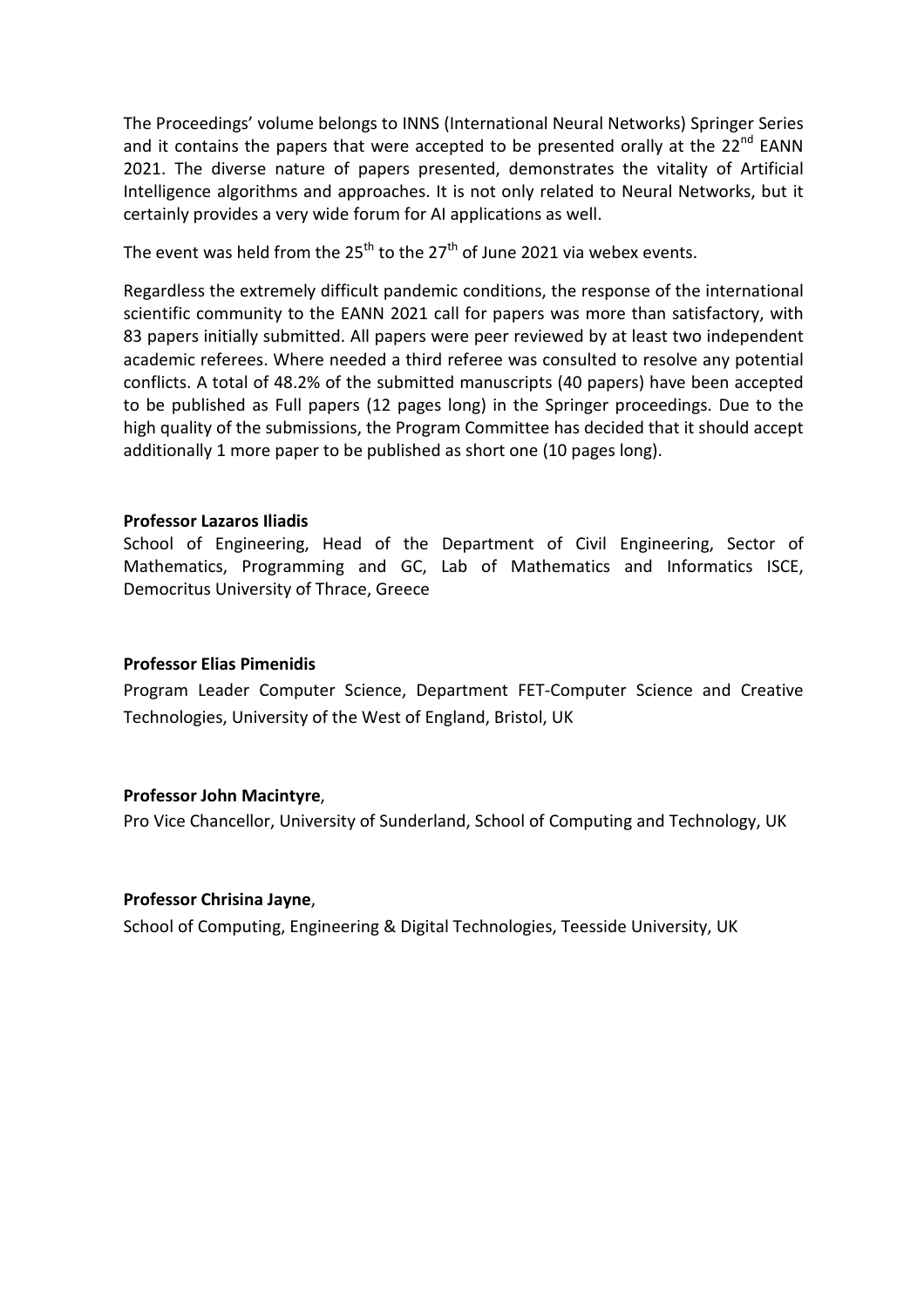The Proceedings' volume belongs to INNS (International Neural Networks) Springer Series and it contains the papers that were accepted to be presented orally at the 22nd EANN 2021. The diverse nature of papers presented, demonstrates the vitality of Artificial Intelligence algorithms and approaches. It is not only related to Neural Networks, but it certainly provides a very wide forum for AI applications as well.

The event was held from the 25th to the 27th of June 2021 via webex events.

Regardless the extremely difficult pandemic conditions, the response of the international scientific community to the EANN 2021 call for papers was more than satisfactory, with 83 papers initially submitted. All papers were peer reviewed by at least two independent academic referees. Where needed a third referee was consulted to resolve any potential conflicts. A total of 48.2% of the submitted manuscripts (40 papers) have been accepted to be published as Full papers (12 pages long) in the Springer proceedings. Due to the high quality of the submissions, the Program Committee has decided that it should accept additionally 1 more paper to be published as short one (10 pages long).

**Professor Lazaros Iliadis**
School of Engineering, Head of the Department of Civil Engineering, Sector of Mathematics, Programming and GC, Lab of Mathematics and Informatics ISCE, Democritus University of Thrace, Greece

**Professor Elias Pimenidis**
Program Leader Computer Science, Department FET-Computer Science and Creative Technologies, University of the West of England, Bristol, UK

**Professor John Macintyre**,
Pro Vice Chancellor, University of Sunderland, School of Computing and Technology, UK

**Professor Chrisina Jayne**,
School of Computing, Engineering & Digital Technologies, Teesside University, UK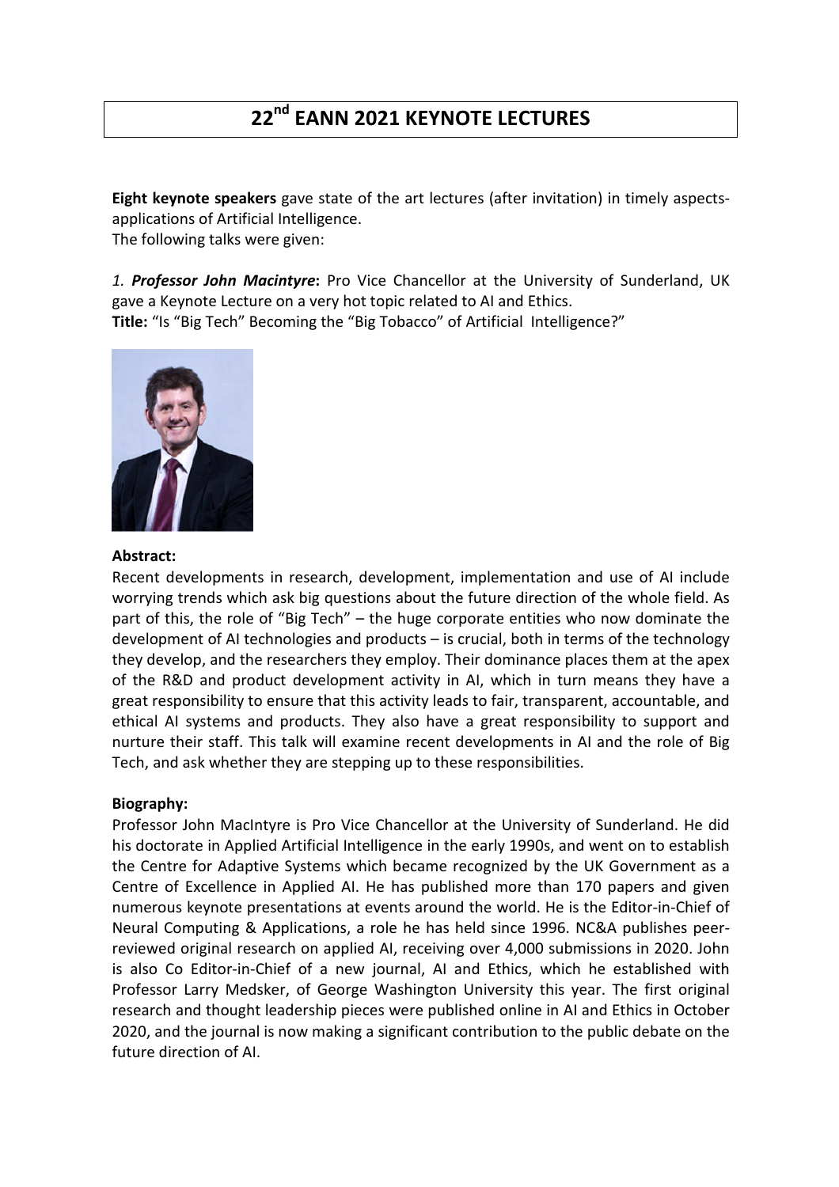# 22nd EANN 2021 KEYNOTE LECTURES

**Eight keynote speakers** gave state of the art lectures (after invitation) in timely aspects-applications of Artificial Intelligence.
The following talks were given:

*1.* ***Professor John Macintyre*****:** Pro Vice Chancellor at the University of Sunderland, UK gave a Keynote Lecture on a very hot topic related to AI and Ethics.
**Title:** "Is "Big Tech" Becoming the "Big Tobacco" of Artificial Intelligence?"

**Abstract:**
Recent developments in research, development, implementation and use of AI include worrying trends which ask big questions about the future direction of the whole field. As part of this, the role of "Big Tech" – the huge corporate entities who now dominate the development of AI technologies and products – is crucial, both in terms of the technology they develop, and the researchers they employ. Their dominance places them at the apex of the R&D and product development activity in AI, which in turn means they have a great responsibility to ensure that this activity leads to fair, transparent, accountable, and ethical AI systems and products. They also have a great responsibility to support and nurture their staff. This talk will examine recent developments in AI and the role of Big Tech, and ask whether they are stepping up to these responsibilities.

**Biography:**
Professor John MacIntyre is Pro Vice Chancellor at the University of Sunderland. He did his doctorate in Applied Artificial Intelligence in the early 1990s, and went on to establish the Centre for Adaptive Systems which became recognized by the UK Government as a Centre of Excellence in Applied AI. He has published more than 170 papers and given numerous keynote presentations at events around the world. He is the Editor-in-Chief of Neural Computing & Applications, a role he has held since 1996. NC&A publishes peer-reviewed original research on applied AI, receiving over 4,000 submissions in 2020. John is also Co Editor-in-Chief of a new journal, AI and Ethics, which he established with Professor Larry Medsker, of George Washington University this year. The first original research and thought leadership pieces were published online in AI and Ethics in October 2020, and the journal is now making a significant contribution to the public debate on the future direction of AI.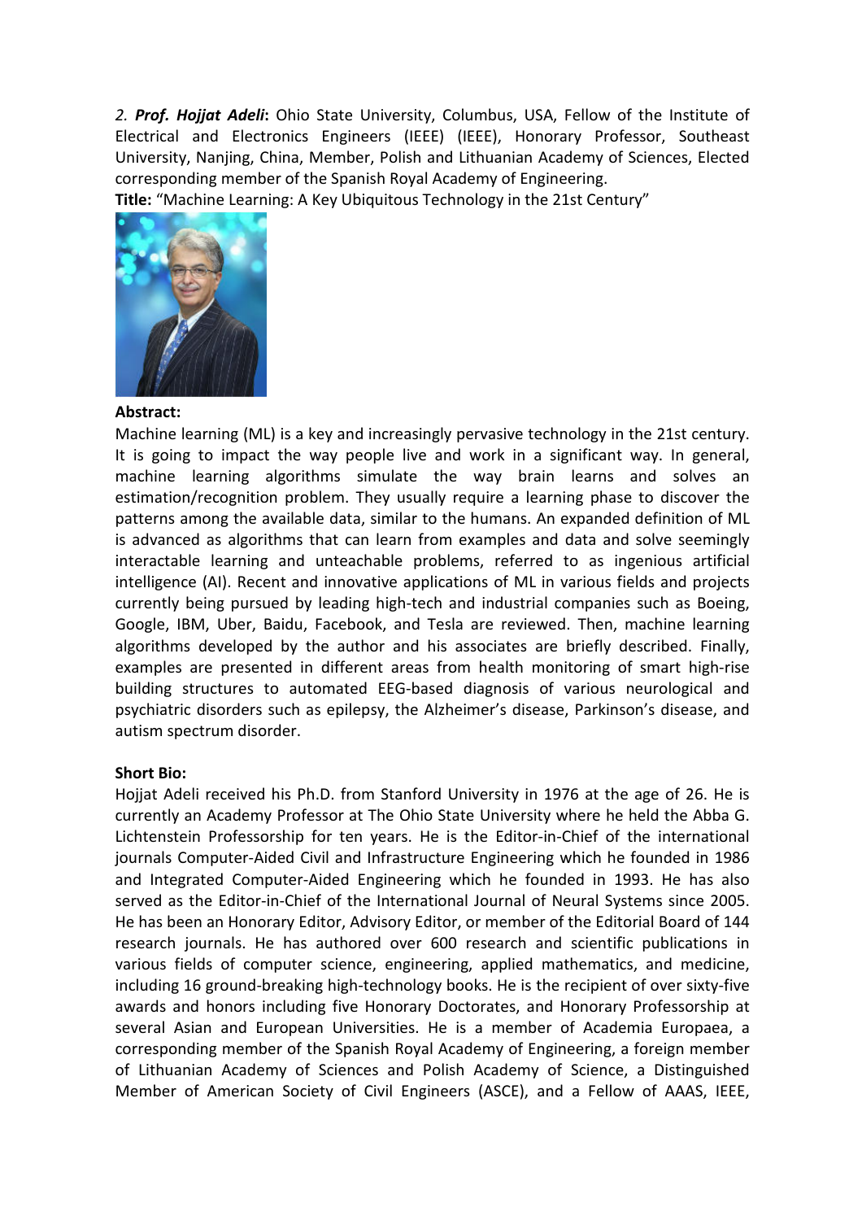*2. **Prof. Hojjat Adeli***: Ohio State University, Columbus, USA, Fellow of the Institute of Electrical and Electronics Engineers (IEEE) (IEEE), Honorary Professor, Southeast University, Nanjing, China, Member, Polish and Lithuanian Academy of Sciences, Elected corresponding member of the Spanish Royal Academy of Engineering.

**Title:** "Machine Learning: A Key Ubiquitous Technology in the 21st Century"

**Abstract:**

Machine learning (ML) is a key and increasingly pervasive technology in the 21st century. It is going to impact the way people live and work in a significant way. In general, machine learning algorithms simulate the way brain learns and solves an estimation/recognition problem. They usually require a learning phase to discover the patterns among the available data, similar to the humans. An expanded definition of ML is advanced as algorithms that can learn from examples and data and solve seemingly interactable learning and unteachable problems, referred to as ingenious artificial intelligence (AI). Recent and innovative applications of ML in various fields and projects currently being pursued by leading high-tech and industrial companies such as Boeing, Google, IBM, Uber, Baidu, Facebook, and Tesla are reviewed. Then, machine learning algorithms developed by the author and his associates are briefly described. Finally, examples are presented in different areas from health monitoring of smart high-rise building structures to automated EEG-based diagnosis of various neurological and psychiatric disorders such as epilepsy, the Alzheimer's disease, Parkinson's disease, and autism spectrum disorder.

**Short Bio:**

Hojjat Adeli received his Ph.D. from Stanford University in 1976 at the age of 26. He is currently an Academy Professor at The Ohio State University where he held the Abba G. Lichtenstein Professorship for ten years. He is the Editor-in-Chief of the international journals Computer-Aided Civil and Infrastructure Engineering which he founded in 1986 and Integrated Computer-Aided Engineering which he founded in 1993. He has also served as the Editor-in-Chief of the International Journal of Neural Systems since 2005. He has been an Honorary Editor, Advisory Editor, or member of the Editorial Board of 144 research journals. He has authored over 600 research and scientific publications in various fields of computer science, engineering, applied mathematics, and medicine, including 16 ground-breaking high-technology books. He is the recipient of over sixty-five awards and honors including five Honorary Doctorates, and Honorary Professorship at several Asian and European Universities. He is a member of Academia Europaea, a corresponding member of the Spanish Royal Academy of Engineering, a foreign member of Lithuanian Academy of Sciences and Polish Academy of Science, a Distinguished Member of American Society of Civil Engineers (ASCE), and a Fellow of AAAS, IEEE,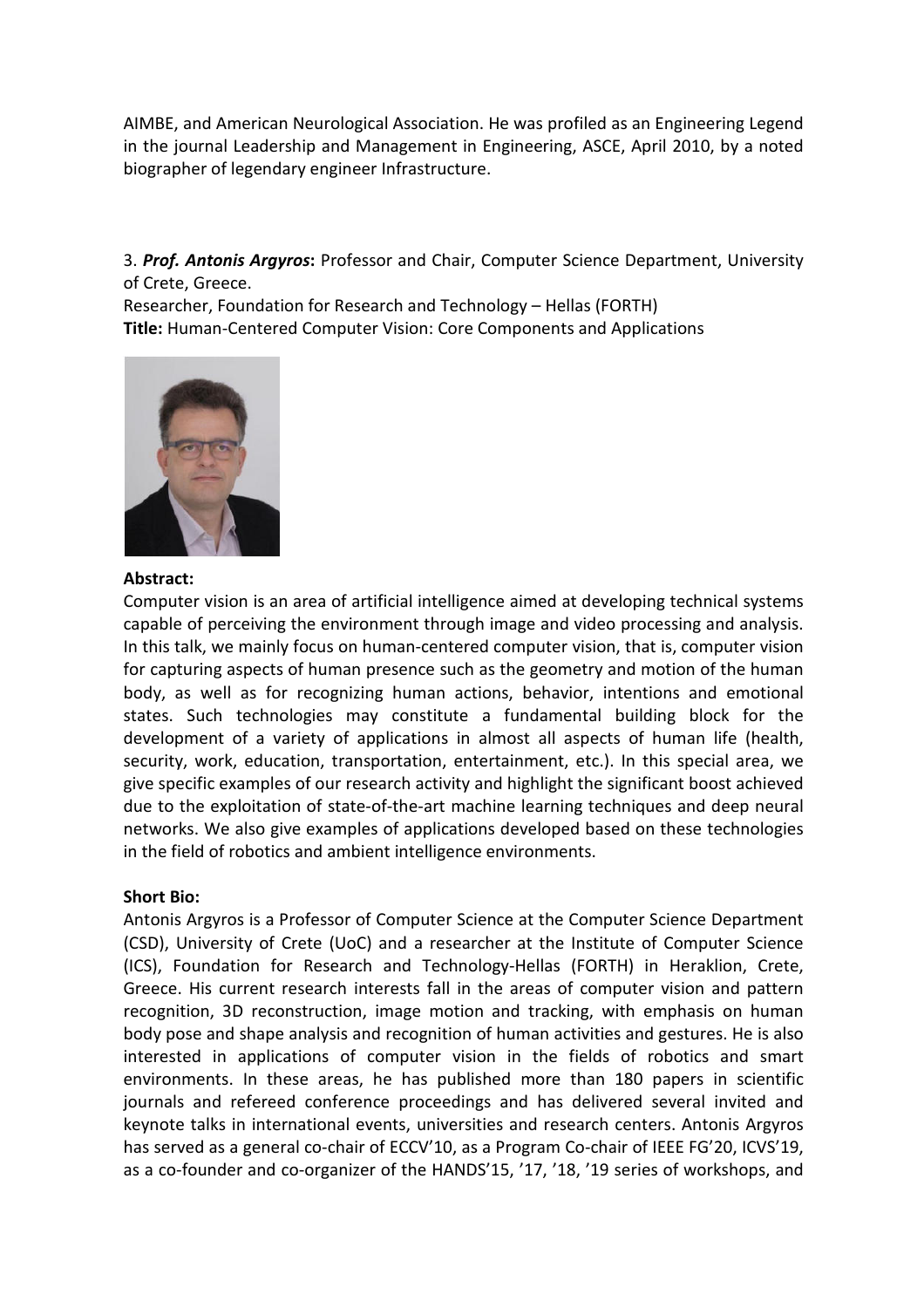AIMBE, and American Neurological Association. He was profiled as an Engineering Legend in the journal Leadership and Management in Engineering, ASCE, April 2010, by a noted biographer of legendary engineer Infrastructure.

3. ***Prof. Antonis Argyros*****:** Professor and Chair, Computer Science Department, University of Crete, Greece.

Researcher, Foundation for Research and Technology – Hellas (FORTH)

**Title:** Human-Centered Computer Vision: Core Components and Applications

**Abstract:**

Computer vision is an area of artificial intelligence aimed at developing technical systems capable of perceiving the environment through image and video processing and analysis. In this talk, we mainly focus on human-centered computer vision, that is, computer vision for capturing aspects of human presence such as the geometry and motion of the human body, as well as for recognizing human actions, behavior, intentions and emotional states. Such technologies may constitute a fundamental building block for the development of a variety of applications in almost all aspects of human life (health, security, work, education, transportation, entertainment, etc.). In this special area, we give specific examples of our research activity and highlight the significant boost achieved due to the exploitation of state-of-the-art machine learning techniques and deep neural networks. We also give examples of applications developed based on these technologies in the field of robotics and ambient intelligence environments.

**Short Bio:**

Antonis Argyros is a Professor of Computer Science at the Computer Science Department (CSD), University of Crete (UoC) and a researcher at the Institute of Computer Science (ICS), Foundation for Research and Technology-Hellas (FORTH) in Heraklion, Crete, Greece. His current research interests fall in the areas of computer vision and pattern recognition, 3D reconstruction, image motion and tracking, with emphasis on human body pose and shape analysis and recognition of human activities and gestures. He is also interested in applications of computer vision in the fields of robotics and smart environments. In these areas, he has published more than 180 papers in scientific journals and refereed conference proceedings and has delivered several invited and keynote talks in international events, universities and research centers. Antonis Argyros has served as a general co-chair of ECCV'10, as a Program Co-chair of IEEE FG'20, ICVS'19, as a co-founder and co-organizer of the HANDS'15, '17, '18, '19 series of workshops, and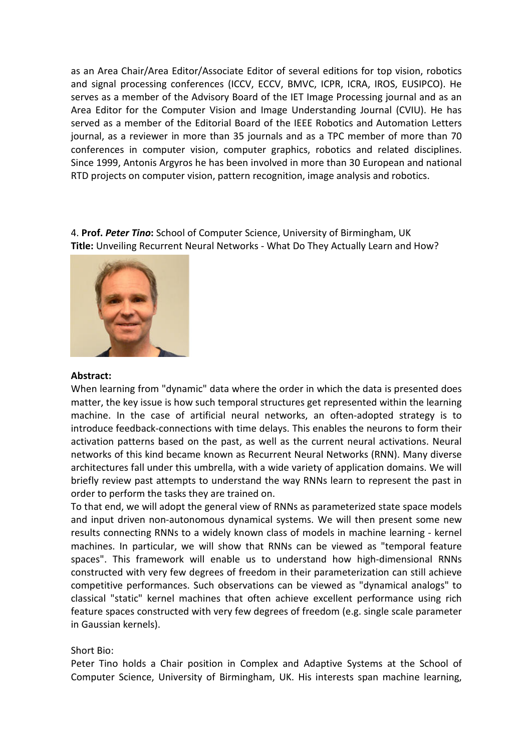as an Area Chair/Area Editor/Associate Editor of several editions for top vision, robotics and signal processing conferences (ICCV, ECCV, BMVC, ICPR, ICRA, IROS, EUSIPCO). He serves as a member of the Advisory Board of the IET Image Processing journal and as an Area Editor for the Computer Vision and Image Understanding Journal (CVIU). He has served as a member of the Editorial Board of the IEEE Robotics and Automation Letters journal, as a reviewer in more than 35 journals and as a TPC member of more than 70 conferences in computer vision, computer graphics, robotics and related disciplines. Since 1999, Antonis Argyros he has been involved in more than 30 European and national RTD projects on computer vision, pattern recognition, image analysis and robotics.

4. **Prof. *Peter Tino*:** School of Computer Science, University of Birmingham, UK
**Title:** Unveiling Recurrent Neural Networks - What Do They Actually Learn and How?

**Abstract:**
When learning from "dynamic" data where the order in which the data is presented does matter, the key issue is how such temporal structures get represented within the learning machine. In the case of artificial neural networks, an often-adopted strategy is to introduce feedback-connections with time delays. This enables the neurons to form their activation patterns based on the past, as well as the current neural activations. Neural networks of this kind became known as Recurrent Neural Networks (RNN). Many diverse architectures fall under this umbrella, with a wide variety of application domains. We will briefly review past attempts to understand the way RNNs learn to represent the past in order to perform the tasks they are trained on.
To that end, we will adopt the general view of RNNs as parameterized state space models and input driven non-autonomous dynamical systems. We will then present some new results connecting RNNs to a widely known class of models in machine learning - kernel machines. In particular, we will show that RNNs can be viewed as "temporal feature spaces". This framework will enable us to understand how high-dimensional RNNs constructed with very few degrees of freedom in their parameterization can still achieve competitive performances. Such observations can be viewed as "dynamical analogs" to classical "static" kernel machines that often achieve excellent performance using rich feature spaces constructed with very few degrees of freedom (e.g. single scale parameter in Gaussian kernels).

Short Bio:
Peter Tino holds a Chair position in Complex and Adaptive Systems at the School of Computer Science, University of Birmingham, UK. His interests span machine learning,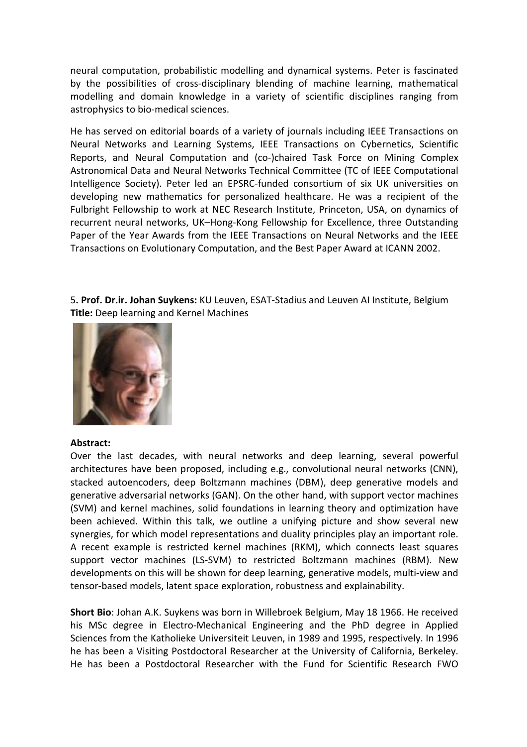neural computation, probabilistic modelling and dynamical systems. Peter is fascinated by the possibilities of cross-disciplinary blending of machine learning, mathematical modelling and domain knowledge in a variety of scientific disciplines ranging from astrophysics to bio-medical sciences.

He has served on editorial boards of a variety of journals including IEEE Transactions on Neural Networks and Learning Systems, IEEE Transactions on Cybernetics, Scientific Reports, and Neural Computation and (co-)chaired Task Force on Mining Complex Astronomical Data and Neural Networks Technical Committee (TC of IEEE Computational Intelligence Society). Peter led an EPSRC-funded consortium of six UK universities on developing new mathematics for personalized healthcare. He was a recipient of the Fulbright Fellowship to work at NEC Research Institute, Princeton, USA, on dynamics of recurrent neural networks, UK–Hong-Kong Fellowship for Excellence, three Outstanding Paper of the Year Awards from the IEEE Transactions on Neural Networks and the IEEE Transactions on Evolutionary Computation, and the Best Paper Award at ICANN 2002.

5**. Prof. Dr.ir. Johan Suykens:** KU Leuven, ESAT-Stadius and Leuven AI Institute, Belgium
**Title:** Deep learning and Kernel Machines

**Abstract:**
Over the last decades, with neural networks and deep learning, several powerful architectures have been proposed, including e.g., convolutional neural networks (CNN), stacked autoencoders, deep Boltzmann machines (DBM), deep generative models and generative adversarial networks (GAN). On the other hand, with support vector machines (SVM) and kernel machines, solid foundations in learning theory and optimization have been achieved. Within this talk, we outline a unifying picture and show several new synergies, for which model representations and duality principles play an important role. A recent example is restricted kernel machines (RKM), which connects least squares support vector machines (LS-SVM) to restricted Boltzmann machines (RBM). New developments on this will be shown for deep learning, generative models, multi-view and tensor-based models, latent space exploration, robustness and explainability.

**Short Bio**: Johan A.K. Suykens was born in Willebroek Belgium, May 18 1966. He received his MSc degree in Electro-Mechanical Engineering and the PhD degree in Applied Sciences from the Katholieke Universiteit Leuven, in 1989 and 1995, respectively. In 1996 he has been a Visiting Postdoctoral Researcher at the University of California, Berkeley. He has been a Postdoctoral Researcher with the Fund for Scientific Research FWO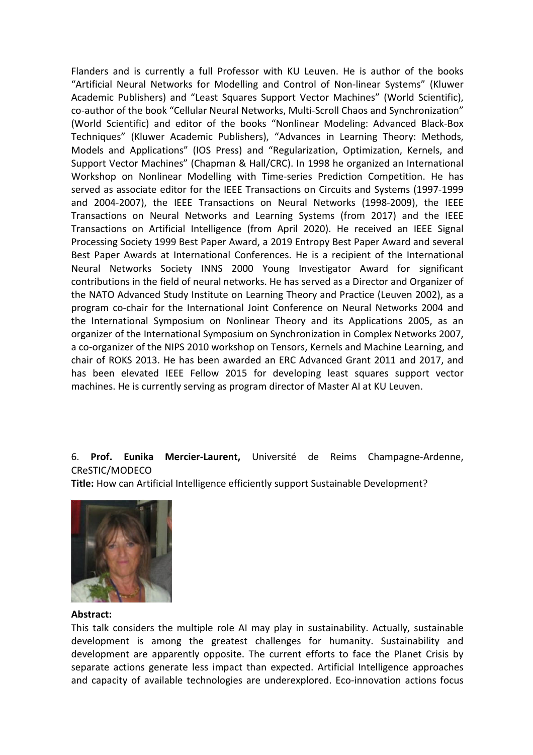Flanders and is currently a full Professor with KU Leuven. He is author of the books "Artificial Neural Networks for Modelling and Control of Non-linear Systems" (Kluwer Academic Publishers) and "Least Squares Support Vector Machines" (World Scientific), co-author of the book "Cellular Neural Networks, Multi-Scroll Chaos and Synchronization" (World Scientific) and editor of the books "Nonlinear Modeling: Advanced Black-Box Techniques" (Kluwer Academic Publishers), "Advances in Learning Theory: Methods, Models and Applications" (IOS Press) and "Regularization, Optimization, Kernels, and Support Vector Machines" (Chapman & Hall/CRC). In 1998 he organized an International Workshop on Nonlinear Modelling with Time-series Prediction Competition. He has served as associate editor for the IEEE Transactions on Circuits and Systems (1997-1999 and 2004-2007), the IEEE Transactions on Neural Networks (1998-2009), the IEEE Transactions on Neural Networks and Learning Systems (from 2017) and the IEEE Transactions on Artificial Intelligence (from April 2020). He received an IEEE Signal Processing Society 1999 Best Paper Award, a 2019 Entropy Best Paper Award and several Best Paper Awards at International Conferences. He is a recipient of the International Neural Networks Society INNS 2000 Young Investigator Award for significant contributions in the field of neural networks. He has served as a Director and Organizer of the NATO Advanced Study Institute on Learning Theory and Practice (Leuven 2002), as a program co-chair for the International Joint Conference on Neural Networks 2004 and the International Symposium on Nonlinear Theory and its Applications 2005, as an organizer of the International Symposium on Synchronization in Complex Networks 2007, a co-organizer of the NIPS 2010 workshop on Tensors, Kernels and Machine Learning, and chair of ROKS 2013. He has been awarded an ERC Advanced Grant 2011 and 2017, and has been elevated IEEE Fellow 2015 for developing least squares support vector machines. He is currently serving as program director of Master AI at KU Leuven.

6. **Prof. Eunika Mercier-Laurent,** Université de Reims Champagne-Ardenne, CReSTIC/MODECO

**Title:** How can Artificial Intelligence efficiently support Sustainable Development?

**Abstract:**

This talk considers the multiple role AI may play in sustainability. Actually, sustainable development is among the greatest challenges for humanity. Sustainability and development are apparently opposite. The current efforts to face the Planet Crisis by separate actions generate less impact than expected. Artificial Intelligence approaches and capacity of available technologies are underexplored. Eco-innovation actions focus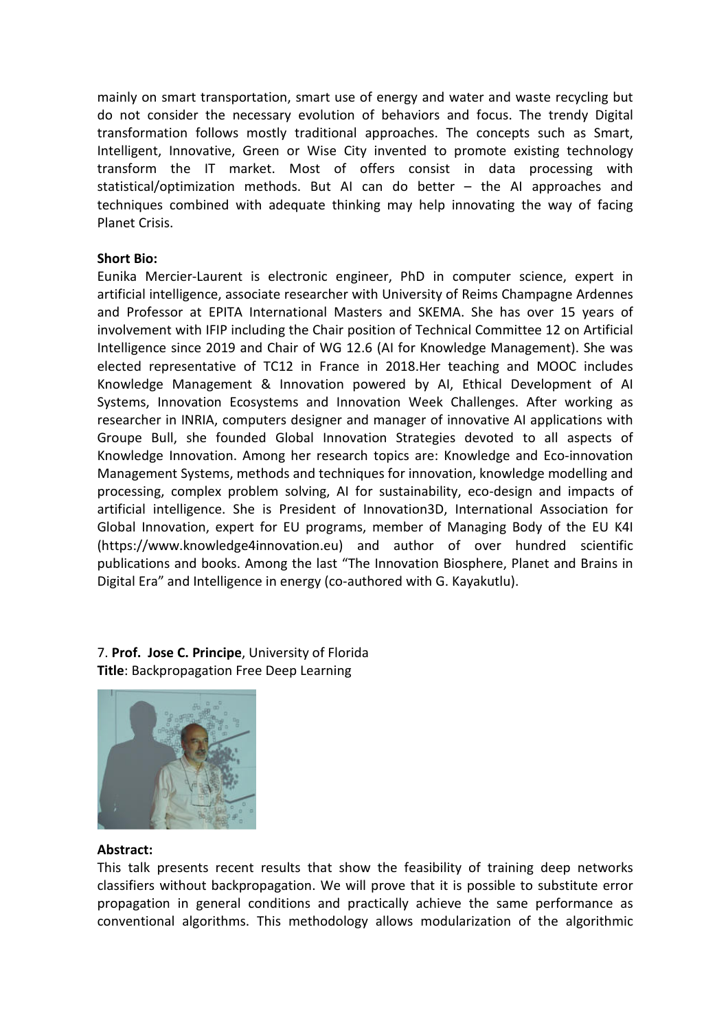mainly on smart transportation, smart use of energy and water and waste recycling but do not consider the necessary evolution of behaviors and focus. The trendy Digital transformation follows mostly traditional approaches. The concepts such as Smart, Intelligent, Innovative, Green or Wise City invented to promote existing technology transform the IT market. Most of offers consist in data processing with statistical/optimization methods. But AI can do better – the AI approaches and techniques combined with adequate thinking may help innovating the way of facing Planet Crisis.

**Short Bio:**

Eunika Mercier-Laurent is electronic engineer, PhD in computer science, expert in artificial intelligence, associate researcher with University of Reims Champagne Ardennes and Professor at EPITA International Masters and SKEMA. She has over 15 years of involvement with IFIP including the Chair position of Technical Committee 12 on Artificial Intelligence since 2019 and Chair of WG 12.6 (AI for Knowledge Management). She was elected representative of TC12 in France in 2018.Her teaching and MOOC includes Knowledge Management & Innovation powered by AI, Ethical Development of AI Systems, Innovation Ecosystems and Innovation Week Challenges. After working as researcher in INRIA, computers designer and manager of innovative AI applications with Groupe Bull, she founded Global Innovation Strategies devoted to all aspects of Knowledge Innovation. Among her research topics are: Knowledge and Eco-innovation Management Systems, methods and techniques for innovation, knowledge modelling and processing, complex problem solving, AI for sustainability, eco-design and impacts of artificial intelligence. She is President of Innovation3D, International Association for Global Innovation, expert for EU programs, member of Managing Body of the EU K4I (https://www.knowledge4innovation.eu) and author of over hundred scientific publications and books. Among the last "The Innovation Biosphere, Planet and Brains in Digital Era" and Intelligence in energy (co-authored with G. Kayakutlu).

7. **Prof. Jose C. Principe**, University of Florida
**Title**: Backpropagation Free Deep Learning

**Abstract:**

This talk presents recent results that show the feasibility of training deep networks classifiers without backpropagation. We will prove that it is possible to substitute error propagation in general conditions and practically achieve the same performance as conventional algorithms. This methodology allows modularization of the algorithmic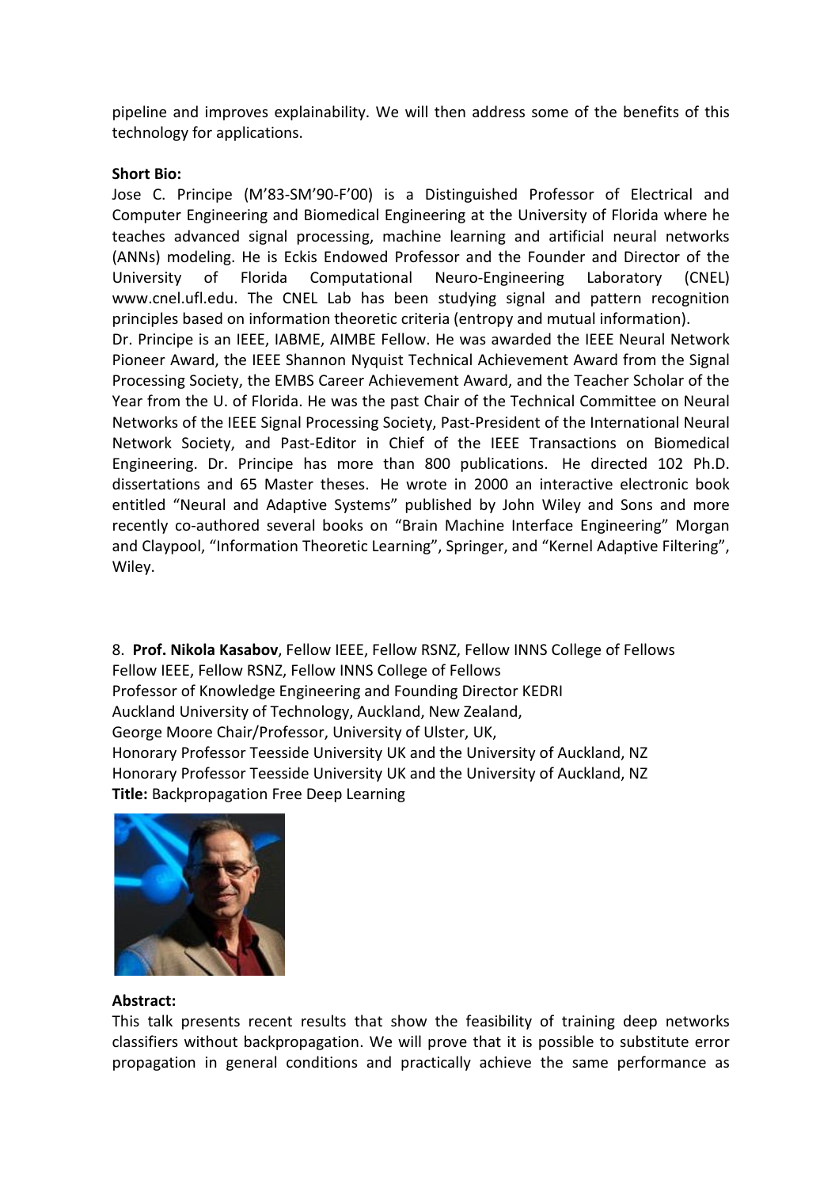pipeline and improves explainability. We will then address some of the benefits of this technology for applications.

**Short Bio:**

Jose C. Principe (M'83-SM'90-F'00) is a Distinguished Professor of Electrical and Computer Engineering and Biomedical Engineering at the University of Florida where he teaches advanced signal processing, machine learning and artificial neural networks (ANNs) modeling. He is Eckis Endowed Professor and the Founder and Director of the University of Florida Computational Neuro-Engineering Laboratory (CNEL) www.cnel.ufl.edu. The CNEL Lab has been studying signal and pattern recognition principles based on information theoretic criteria (entropy and mutual information).

Dr. Principe is an IEEE, IABME, AIMBE Fellow. He was awarded the IEEE Neural Network Pioneer Award, the IEEE Shannon Nyquist Technical Achievement Award from the Signal Processing Society, the EMBS Career Achievement Award, and the Teacher Scholar of the Year from the U. of Florida. He was the past Chair of the Technical Committee on Neural Networks of the IEEE Signal Processing Society, Past-President of the International Neural Network Society, and Past-Editor in Chief of the IEEE Transactions on Biomedical Engineering. Dr. Principe has more than 800 publications. He directed 102 Ph.D. dissertations and 65 Master theses. He wrote in 2000 an interactive electronic book entitled "Neural and Adaptive Systems" published by John Wiley and Sons and more recently co-authored several books on "Brain Machine Interface Engineering" Morgan and Claypool, "Information Theoretic Learning", Springer, and "Kernel Adaptive Filtering", Wiley.

8. **Prof. Nikola Kasabov**, Fellow IEEE, Fellow RSNZ, Fellow INNS College of Fellows
Fellow IEEE, Fellow RSNZ, Fellow INNS College of Fellows
Professor of Knowledge Engineering and Founding Director KEDRI
Auckland University of Technology, Auckland, New Zealand,
George Moore Chair/Professor, University of Ulster, UK,
Honorary Professor Teesside University UK and the University of Auckland, NZ
Honorary Professor Teesside University UK and the University of Auckland, NZ
**Title:** Backpropagation Free Deep Learning

**Abstract:**

This talk presents recent results that show the feasibility of training deep networks classifiers without backpropagation. We will prove that it is possible to substitute error propagation in general conditions and practically achieve the same performance as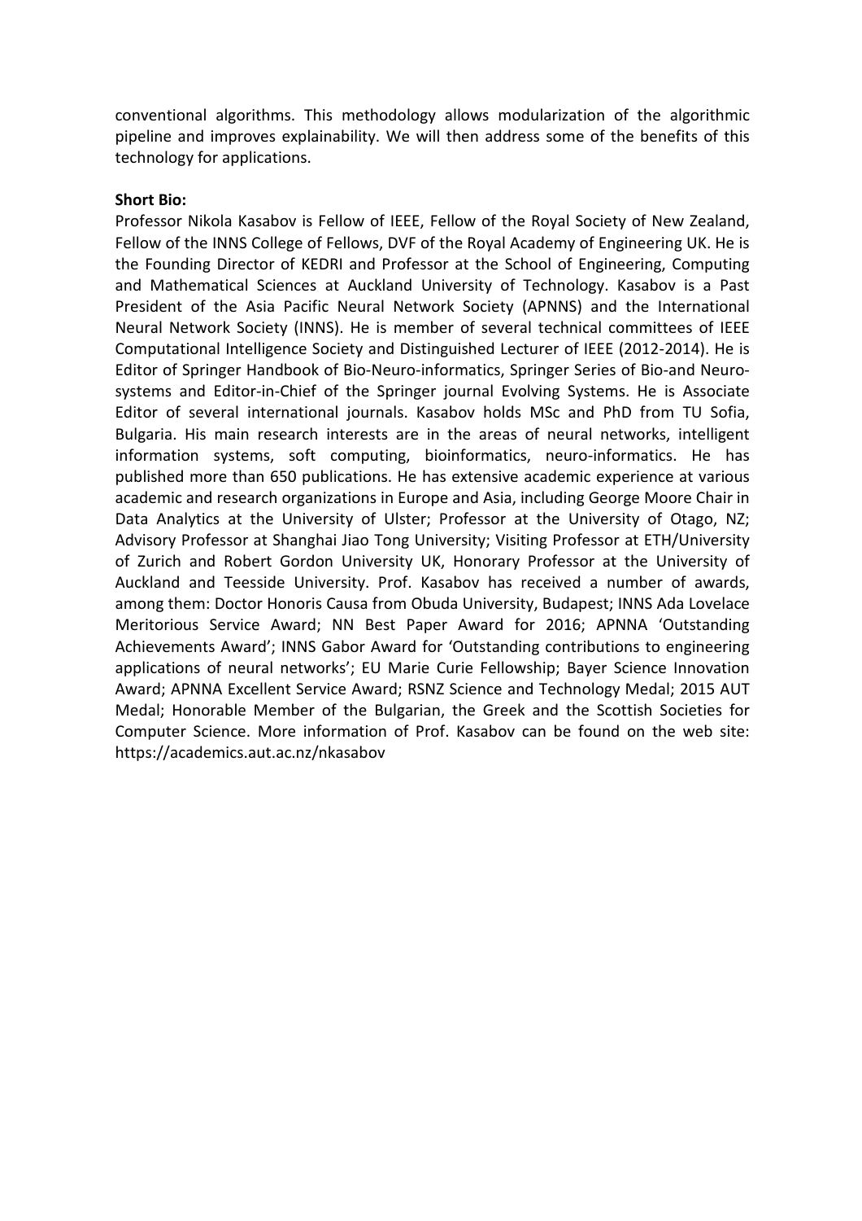conventional algorithms. This methodology allows modularization of the algorithmic pipeline and improves explainability. We will then address some of the benefits of this technology for applications.

**Short Bio:**

Professor Nikola Kasabov is Fellow of IEEE, Fellow of the Royal Society of New Zealand, Fellow of the INNS College of Fellows, DVF of the Royal Academy of Engineering UK. He is the Founding Director of KEDRI and Professor at the School of Engineering, Computing and Mathematical Sciences at Auckland University of Technology. Kasabov is a Past President of the Asia Pacific Neural Network Society (APNNS) and the International Neural Network Society (INNS). He is member of several technical committees of IEEE Computational Intelligence Society and Distinguished Lecturer of IEEE (2012-2014). He is Editor of Springer Handbook of Bio-Neuro-informatics, Springer Series of Bio-and Neuro-systems and Editor-in-Chief of the Springer journal Evolving Systems. He is Associate Editor of several international journals. Kasabov holds MSc and PhD from TU Sofia, Bulgaria. His main research interests are in the areas of neural networks, intelligent information systems, soft computing, bioinformatics, neuro-informatics. He has published more than 650 publications. He has extensive academic experience at various academic and research organizations in Europe and Asia, including George Moore Chair in Data Analytics at the University of Ulster; Professor at the University of Otago, NZ; Advisory Professor at Shanghai Jiao Tong University; Visiting Professor at ETH/University of Zurich and Robert Gordon University UK, Honorary Professor at the University of Auckland and Teesside University. Prof. Kasabov has received a number of awards, among them: Doctor Honoris Causa from Obuda University, Budapest; INNS Ada Lovelace Meritorious Service Award; NN Best Paper Award for 2016; APNNA 'Outstanding Achievements Award'; INNS Gabor Award for 'Outstanding contributions to engineering applications of neural networks'; EU Marie Curie Fellowship; Bayer Science Innovation Award; APNNA Excellent Service Award; RSNZ Science and Technology Medal; 2015 AUT Medal; Honorable Member of the Bulgarian, the Greek and the Scottish Societies for Computer Science. More information of Prof. Kasabov can be found on the web site: https://academics.aut.ac.nz/nkasabov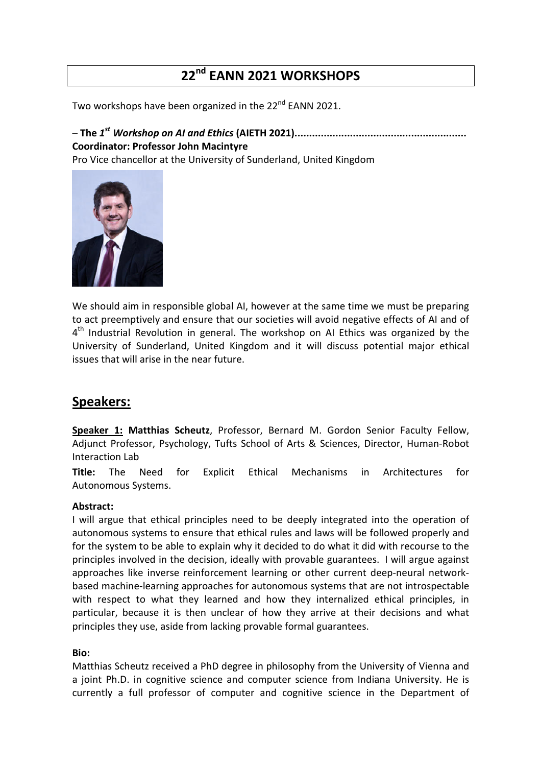# 22nd EANN 2021 WORKSHOPS

Two workshops have been organized in the 22nd EANN 2021.

– **The *1st Workshop on AI and Ethics* (AIETH 2021)...........................................................**
**Coordinator: Professor John Macintyre**
Pro Vice chancellor at the University of Sunderland, United Kingdom

We should aim in responsible global AI, however at the same time we must be preparing to act preemptively and ensure that our societies will avoid negative effects of AI and of 4th Industrial Revolution in general. The workshop on AI Ethics was organized by the University of Sunderland, United Kingdom and it will discuss potential major ethical issues that will arise in the near future.

## Speakers:

**Speaker 1: Matthias Scheutz**, Professor, Bernard M. Gordon Senior Faculty Fellow, Adjunct Professor, Psychology, Tufts School of Arts & Sciences, Director, Human-Robot Interaction Lab

**Title:** The Need for Explicit Ethical Mechanisms in Architectures for Autonomous Systems.

**Abstract:**
I will argue that ethical principles need to be deeply integrated into the operation of autonomous systems to ensure that ethical rules and laws will be followed properly and for the system to be able to explain why it decided to do what it did with recourse to the principles involved in the decision, ideally with provable guarantees. I will argue against approaches like inverse reinforcement learning or other current deep-neural network-based machine-learning approaches for autonomous systems that are not introspectable with respect to what they learned and how they internalized ethical principles, in particular, because it is then unclear of how they arrive at their decisions and what principles they use, aside from lacking provable formal guarantees.

**Bio:**
Matthias Scheutz received a PhD degree in philosophy from the University of Vienna and a joint Ph.D. in cognitive science and computer science from Indiana University. He is currently a full professor of computer and cognitive science in the Department of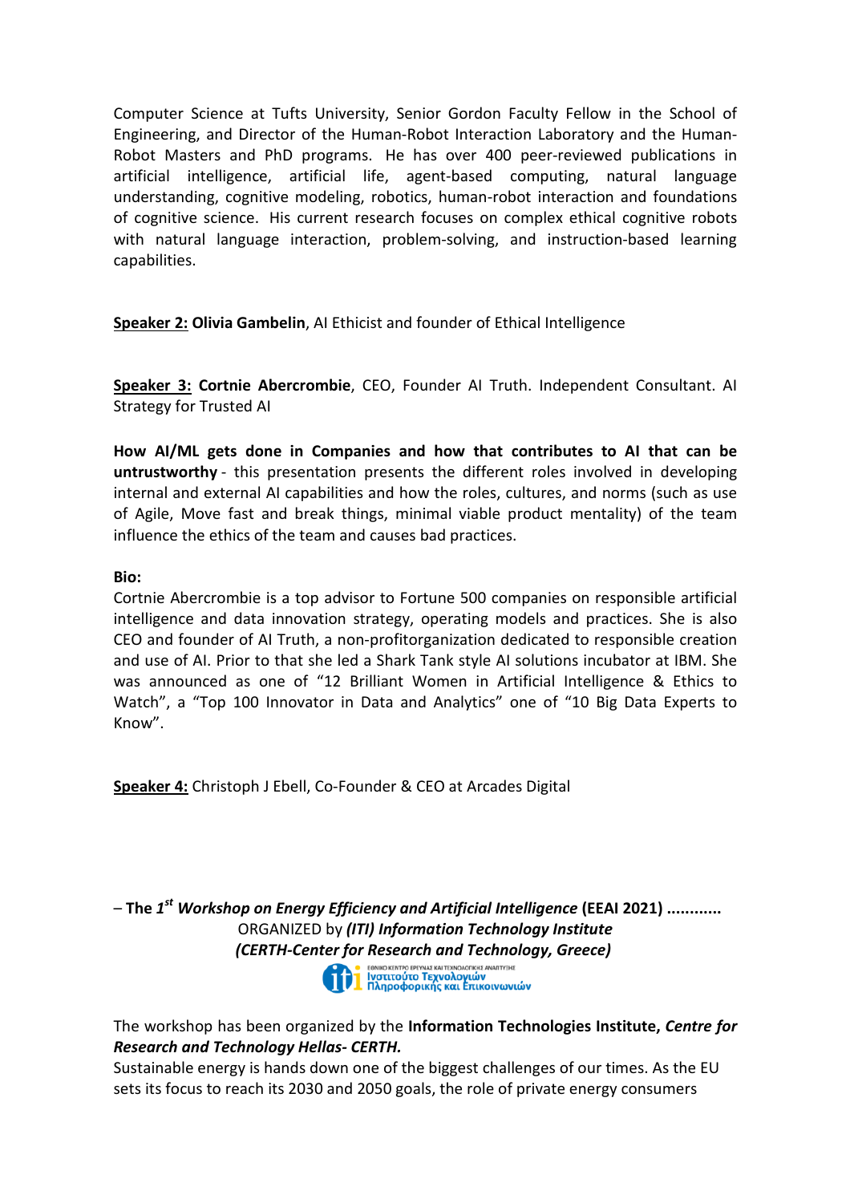Computer Science at Tufts University, Senior Gordon Faculty Fellow in the School of Engineering, and Director of the Human-Robot Interaction Laboratory and the Human-Robot Masters and PhD programs. He has over 400 peer-reviewed publications in artificial intelligence, artificial life, agent-based computing, natural language understanding, cognitive modeling, robotics, human-robot interaction and foundations of cognitive science. His current research focuses on complex ethical cognitive robots with natural language interaction, problem-solving, and instruction-based learning capabilities.

**Speaker 2:** **Olivia Gambelin**, AI Ethicist and founder of Ethical Intelligence

**Speaker 3:** **Cortnie Abercrombie**, CEO, Founder AI Truth. Independent Consultant. AI Strategy for Trusted AI

**How AI/ML gets done in Companies and how that contributes to AI that can be untrustworthy** - this presentation presents the different roles involved in developing internal and external AI capabilities and how the roles, cultures, and norms (such as use of Agile, Move fast and break things, minimal viable product mentality) of the team influence the ethics of the team and causes bad practices.

**Bio:**

Cortnie Abercrombie is a top advisor to Fortune 500 companies on responsible artificial intelligence and data innovation strategy, operating models and practices. She is also CEO and founder of AI Truth, a non-profitorganization dedicated to responsible creation and use of AI. Prior to that she led a Shark Tank style AI solutions incubator at IBM. She was announced as one of "12 Brilliant Women in Artificial Intelligence & Ethics to Watch", a "Top 100 Innovator in Data and Analytics" one of "10 Big Data Experts to Know".

**Speaker 4:** Christoph J Ebell, Co-Founder & CEO at Arcades Digital

– **The 1st *Workshop on Energy Efficiency and Artificial Intelligence* (EEAI 2021) ............**

ORGANIZED by ***(ITI) Information Technology Institute***

***(CERTH-Center for Research and Technology, Greece)***

ΕΘΝΙΚΟ ΚΕΝΤΡΟ ΕΡΕΥΝΑΣ ΚΑΙ ΤΕΧΝΟΛΟΓΙΚΗΣ ΑΝΑΠΤΥΞΗΣ
Ινστιτούτο Τεχνολογιών Πληροφορικής και Επικοινωνιών

The workshop has been organized by the **Information Technologies Institute, *Centre for Research and Technology Hellas- CERTH.***

Sustainable energy is hands down one of the biggest challenges of our times. As the EU sets its focus to reach its 2030 and 2050 goals, the role of private energy consumers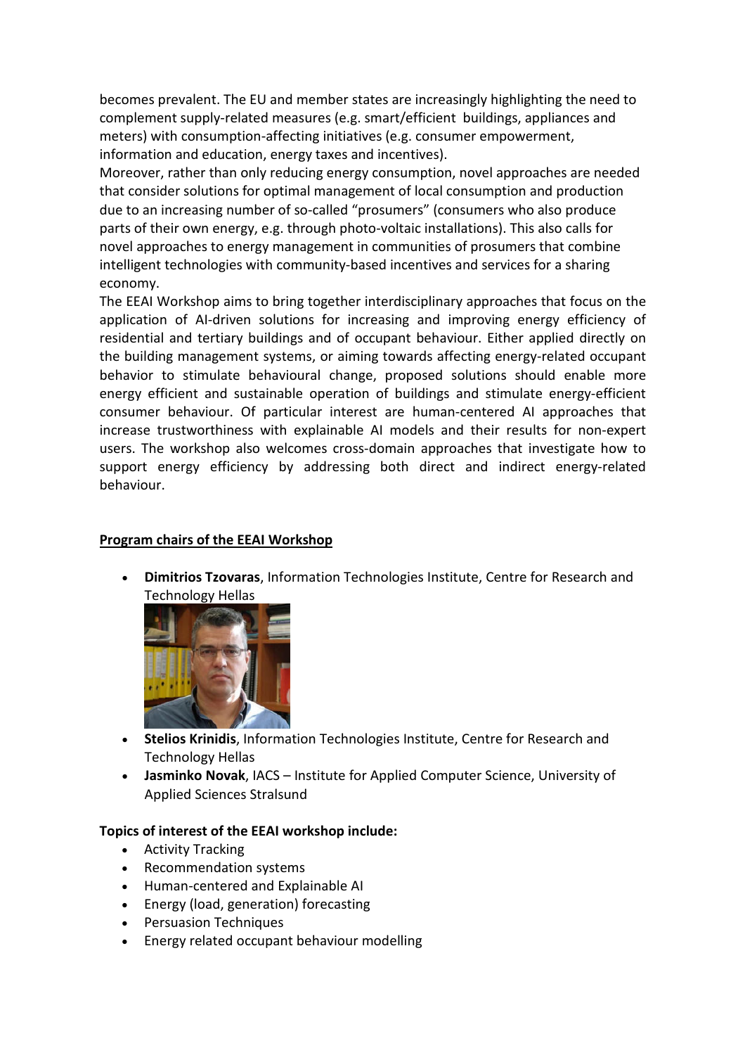becomes prevalent. The EU and member states are increasingly highlighting the need to complement supply-related measures (e.g. smart/efficient buildings, appliances and meters) with consumption-affecting initiatives (e.g. consumer empowerment, information and education, energy taxes and incentives).

Moreover, rather than only reducing energy consumption, novel approaches are needed that consider solutions for optimal management of local consumption and production due to an increasing number of so-called "prosumers" (consumers who also produce parts of their own energy, e.g. through photo-voltaic installations). This also calls for novel approaches to energy management in communities of prosumers that combine intelligent technologies with community-based incentives and services for a sharing economy.

The EEAI Workshop aims to bring together interdisciplinary approaches that focus on the application of AI-driven solutions for increasing and improving energy efficiency of residential and tertiary buildings and of occupant behaviour. Either applied directly on the building management systems, or aiming towards affecting energy-related occupant behavior to stimulate behavioural change, proposed solutions should enable more energy efficient and sustainable operation of buildings and stimulate energy-efficient consumer behaviour. Of particular interest are human-centered AI approaches that increase trustworthiness with explainable AI models and their results for non-expert users. The workshop also welcomes cross-domain approaches that investigate how to support energy efficiency by addressing both direct and indirect energy-related behaviour.

**Program chairs of the EEAI Workshop**

- **Dimitrios Tzovaras**, Information Technologies Institute, Centre for Research and Technology Hellas
- **Stelios Krinidis**, Information Technologies Institute, Centre for Research and Technology Hellas
- **Jasminko Novak**, IACS – Institute for Applied Computer Science, University of Applied Sciences Stralsund

**Topics of interest of the EEAI workshop include:**

- Activity Tracking
- Recommendation systems
- Human-centered and Explainable AI
- Energy (load, generation) forecasting
- Persuasion Techniques
- Energy related occupant behaviour modelling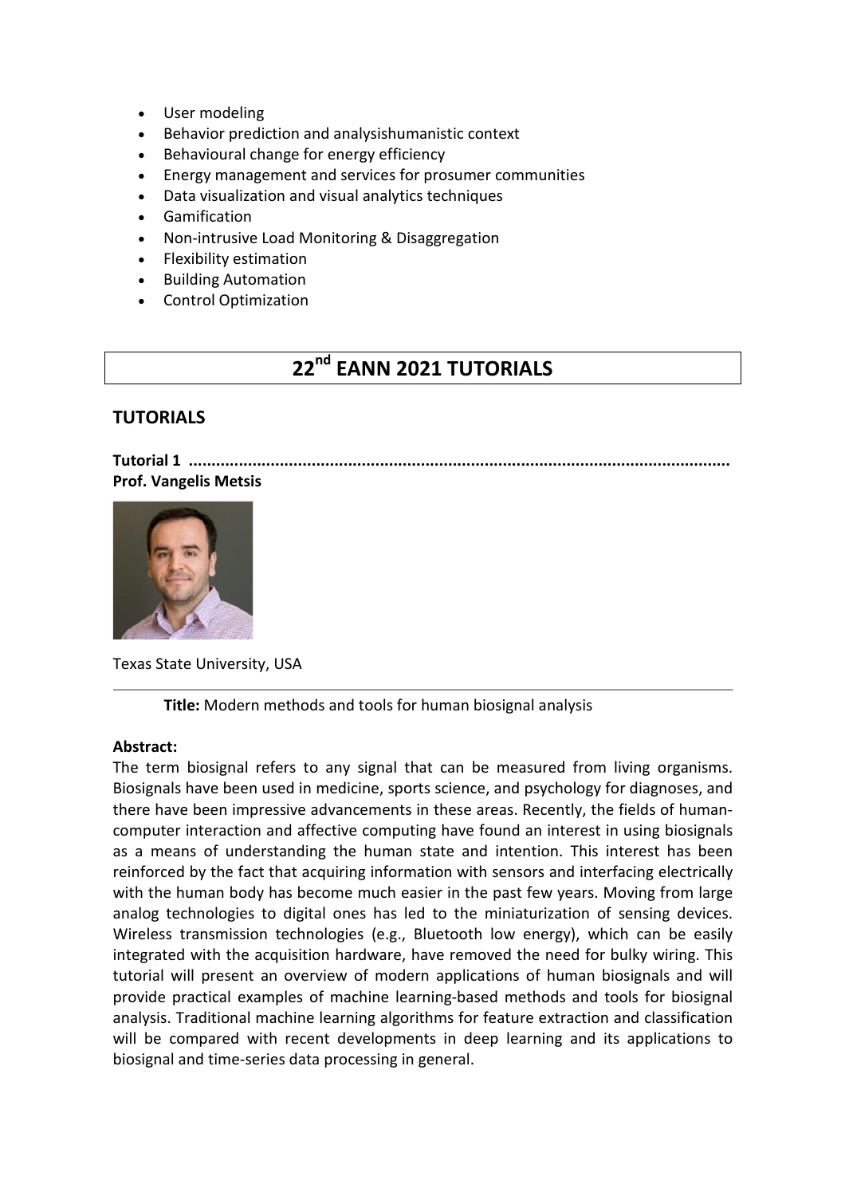- User modeling
- Behavior prediction and analysishumanistic context
- Behavioural change for energy efficiency
- Energy management and services for prosumer communities
- Data visualization and visual analytics techniques
- Gamification
- Non-intrusive Load Monitoring & Disaggregation
- Flexibility estimation
- Building Automation
- Control Optimization

# 22nd EANN 2021 TUTORIALS

## TUTORIALS

**Tutorial 1 ......................................................................................................................**
**Prof. Vangelis Metsis**

Texas State University, USA

---

**Title:** Modern methods and tools for human biosignal analysis

**Abstract:**
The term biosignal refers to any signal that can be measured from living organisms. Biosignals have been used in medicine, sports science, and psychology for diagnoses, and there have been impressive advancements in these areas. Recently, the fields of human-computer interaction and affective computing have found an interest in using biosignals as a means of understanding the human state and intention. This interest has been reinforced by the fact that acquiring information with sensors and interfacing electrically with the human body has become much easier in the past few years. Moving from large analog technologies to digital ones has led to the miniaturization of sensing devices. Wireless transmission technologies (e.g., Bluetooth low energy), which can be easily integrated with the acquisition hardware, have removed the need for bulky wiring. This tutorial will present an overview of modern applications of human biosignals and will provide practical examples of machine learning-based methods and tools for biosignal analysis. Traditional machine learning algorithms for feature extraction and classification will be compared with recent developments in deep learning and its applications to biosignal and time-series data processing in general.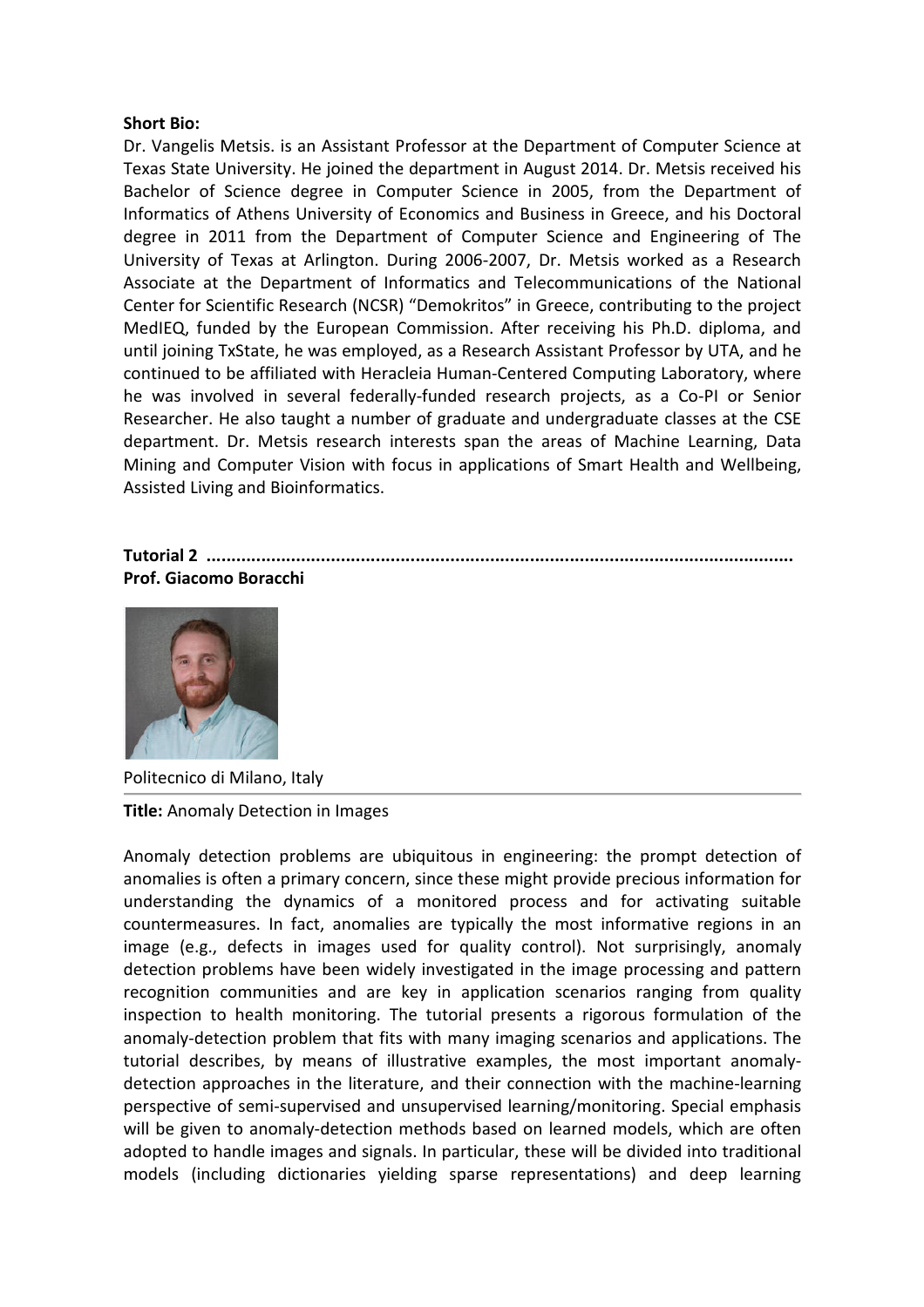**Short Bio:**
Dr. Vangelis Metsis. is an Assistant Professor at the Department of Computer Science at Texas State University. He joined the department in August 2014. Dr. Metsis received his Bachelor of Science degree in Computer Science in 2005, from the Department of Informatics of Athens University of Economics and Business in Greece, and his Doctoral degree in 2011 from the Department of Computer Science and Engineering of The University of Texas at Arlington. During 2006-2007, Dr. Metsis worked as a Research Associate at the Department of Informatics and Telecommunications of the National Center for Scientific Research (NCSR) "Demokritos" in Greece, contributing to the project MedIEQ, funded by the European Commission. After receiving his Ph.D. diploma, and until joining TxState, he was employed, as a Research Assistant Professor by UTA, and he continued to be affiliated with Heracleia Human-Centered Computing Laboratory, where he was involved in several federally-funded research projects, as a Co-PI or Senior Researcher. He also taught a number of graduate and undergraduate classes at the CSE department. Dr. Metsis research interests span the areas of Machine Learning, Data Mining and Computer Vision with focus in applications of Smart Health and Wellbeing, Assisted Living and Bioinformatics.

**Tutorial 2 ......................................................................................................................**
**Prof. Giacomo Boracchi**

Politecnico di Milano, Italy

**Title:** Anomaly Detection in Images

Anomaly detection problems are ubiquitous in engineering: the prompt detection of anomalies is often a primary concern, since these might provide precious information for understanding the dynamics of a monitored process and for activating suitable countermeasures. In fact, anomalies are typically the most informative regions in an image (e.g., defects in images used for quality control). Not surprisingly, anomaly detection problems have been widely investigated in the image processing and pattern recognition communities and are key in application scenarios ranging from quality inspection to health monitoring. The tutorial presents a rigorous formulation of the anomaly-detection problem that fits with many imaging scenarios and applications. The tutorial describes, by means of illustrative examples, the most important anomaly-detection approaches in the literature, and their connection with the machine-learning perspective of semi-supervised and unsupervised learning/monitoring. Special emphasis will be given to anomaly-detection methods based on learned models, which are often adopted to handle images and signals. In particular, these will be divided into traditional models (including dictionaries yielding sparse representations) and deep learning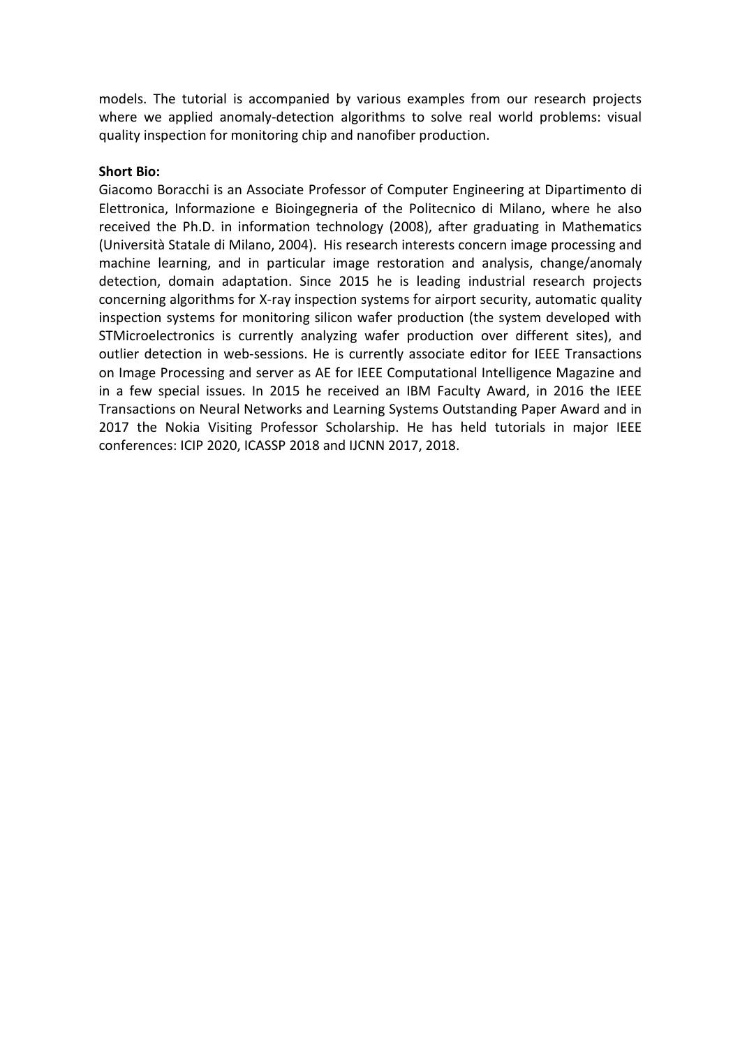models. The tutorial is accompanied by various examples from our research projects where we applied anomaly-detection algorithms to solve real world problems: visual quality inspection for monitoring chip and nanofiber production.

**Short Bio:**

Giacomo Boracchi is an Associate Professor of Computer Engineering at Dipartimento di Elettronica, Informazione e Bioingegneria of the Politecnico di Milano, where he also received the Ph.D. in information technology (2008), after graduating in Mathematics (Università Statale di Milano, 2004). His research interests concern image processing and machine learning, and in particular image restoration and analysis, change/anomaly detection, domain adaptation. Since 2015 he is leading industrial research projects concerning algorithms for X-ray inspection systems for airport security, automatic quality inspection systems for monitoring silicon wafer production (the system developed with STMicroelectronics is currently analyzing wafer production over different sites), and outlier detection in web-sessions. He is currently associate editor for IEEE Transactions on Image Processing and server as AE for IEEE Computational Intelligence Magazine and in a few special issues. In 2015 he received an IBM Faculty Award, in 2016 the IEEE Transactions on Neural Networks and Learning Systems Outstanding Paper Award and in 2017 the Nokia Visiting Professor Scholarship. He has held tutorials in major IEEE conferences: ICIP 2020, ICASSP 2018 and IJCNN 2017, 2018.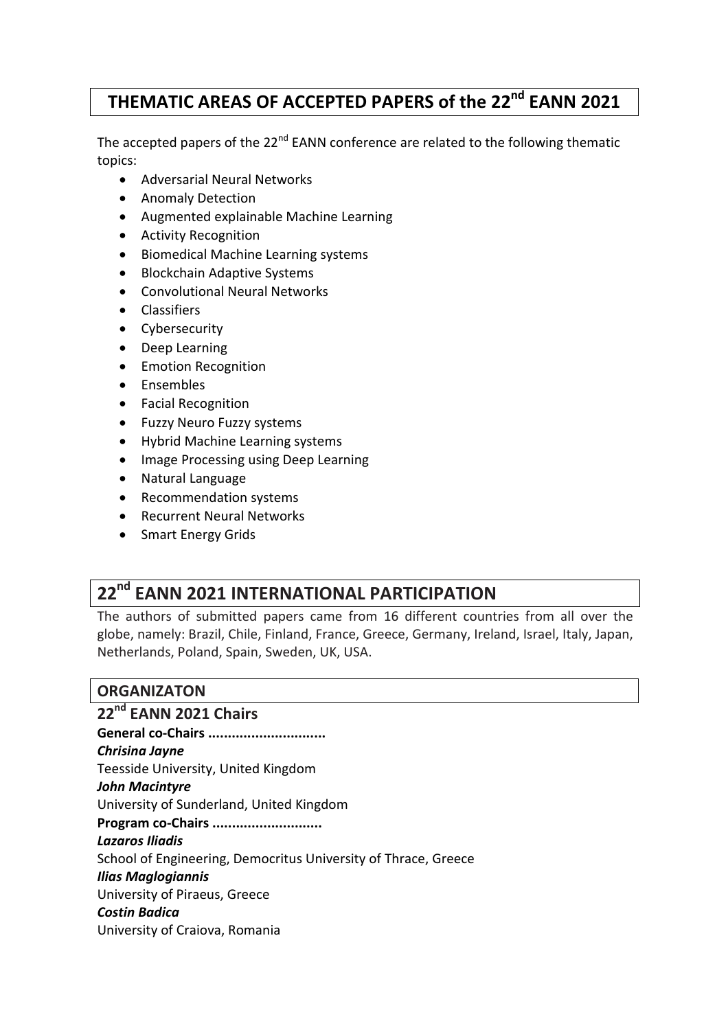# THEMATIC AREAS OF ACCEPTED PAPERS of the 22nd EANN 2021

The accepted papers of the 22nd EANN conference are related to the following thematic topics:

- Adversarial Neural Networks
- Anomaly Detection
- Augmented explainable Machine Learning
- Activity Recognition
- Biomedical Machine Learning systems
- Blockchain Adaptive Systems
- Convolutional Neural Networks
- Classifiers
- Cybersecurity
- Deep Learning
- Emotion Recognition
- Ensembles
- Facial Recognition
- Fuzzy Neuro Fuzzy systems
- Hybrid Machine Learning systems
- Image Processing using Deep Learning
- Natural Language
- Recommendation systems
- Recurrent Neural Networks
- Smart Energy Grids

# 22nd EANN 2021 INTERNATIONAL PARTICIPATION

The authors of submitted papers came from 16 different countries from all over the globe, namely: Brazil, Chile, Finland, France, Greece, Germany, Ireland, Israel, Italy, Japan, Netherlands, Poland, Spain, Sweden, UK, USA.

## ORGANIZATON

## 22nd EANN 2021 Chairs

**General co-Chairs ..............................**

***Chrisina Jayne***

Teesside University, United Kingdom

***John Macintyre***

University of Sunderland, United Kingdom

**Program co-Chairs ............................**

***Lazaros Iliadis***

School of Engineering, Democritus University of Thrace, Greece

***Ilias Maglogiannis***

University of Piraeus, Greece

***Costin Badica***

University of Craiova, Romania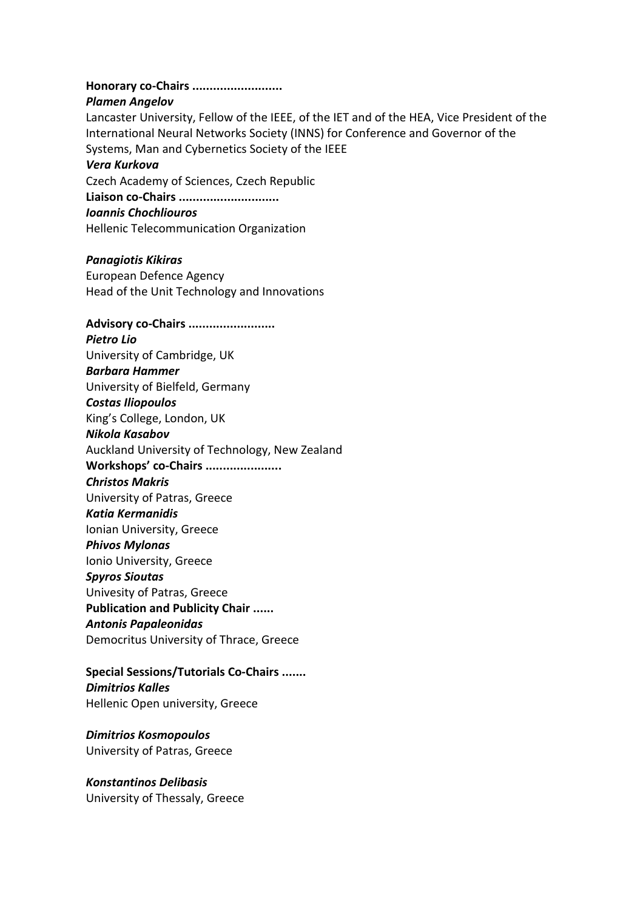**Honorary co-Chairs ..........................**

***Plamen Angelov***

Lancaster University, Fellow of the IEEE, of the IET and of the HEA, Vice President of the International Neural Networks Society (INNS) for Conference and Governor of the Systems, Man and Cybernetics Society of the IEEE

***Vera Kurkova***

Czech Academy of Sciences, Czech Republic

**Liaison co-Chairs .............................**

***Ioannis Chochliouros***

Hellenic Telecommunication Organization

***Panagiotis Kikiras***

European Defence Agency

Head of the Unit Technology and Innovations

**Advisory co-Chairs .........................**

***Pietro Lio***

University of Cambridge, UK

***Barbara Hammer***

University of Bielfeld, Germany

***Costas Iliopoulos***

King's College, London, UK

***Nikola Kasabov***

Auckland University of Technology, New Zealand

**Workshops' co-Chairs ......................**

***Christos Makris***

University of Patras, Greece

***Katia Kermanidis***

Ionian University, Greece

***Phivos Mylonas***

Ionio University, Greece

***Spyros Sioutas***

Univesity of Patras, Greece

**Publication and Publicity Chair ......**

***Antonis Papaleonidas***

Democritus University of Thrace, Greece

**Special Sessions/Tutorials Co-Chairs .......**

***Dimitrios Kalles***

Hellenic Open university, Greece

***Dimitrios Kosmopoulos***

University of Patras, Greece

***Konstantinos Delibasis***

University of Thessaly, Greece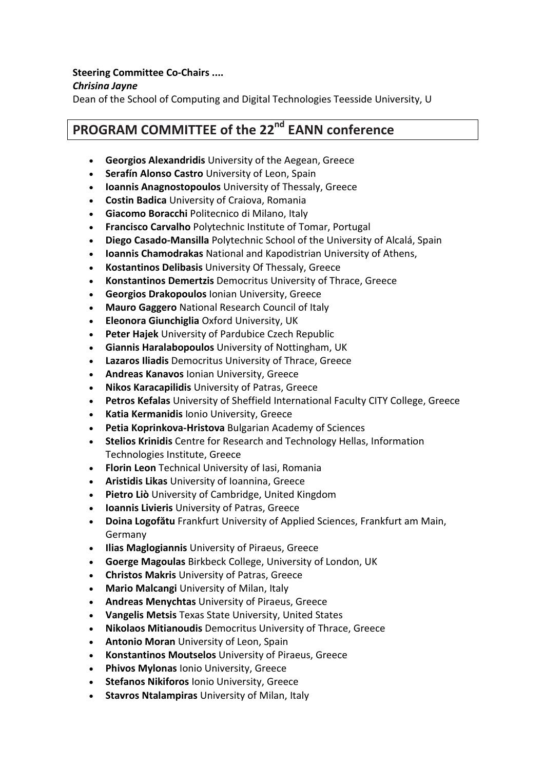**Steering Committee Co-Chairs ....**

***Chrisina Jayne***

Dean of the School of Computing and Digital Technologies Teesside University, U

## PROGRAM COMMITTEE of the 22nd EANN conference

- **Georgios Alexandridis** University of the Aegean, Greece
- **Serafín Alonso Castro** University of Leon, Spain
- **Ioannis Anagnostopoulos** University of Thessaly, Greece
- **Costin Badica** University of Craiova, Romania
- **Giacomo Boracchi** Politecnico di Milano, Italy
- **Francisco Carvalho** Polytechnic Institute of Tomar, Portugal
- **Diego Casado-Mansilla** Polytechnic School of the University of Alcalá, Spain
- **Ioannis Chamodrakas** National and Kapodistrian University of Athens,
- **Kostantinos Delibasis** University Of Thessaly, Greece
- **Konstantinos Demertzis** Democritus University of Thrace, Greece
- **Georgios Drakopoulos** Ionian University, Greece
- **Mauro Gaggero** National Research Council of Italy
- **Eleonora Giunchiglia** Oxford University, UK
- **Peter Hajek** University of Pardubice Czech Republic
- **Giannis Haralabopoulos** University of Nottingham, UK
- **Lazaros Iliadis** Democritus University of Thrace, Greece
- **Andreas Kanavos** Ionian University, Greece
- **Nikos Karacapilidis** University of Patras, Greece
- **Petros Kefalas** University of Sheffield International Faculty CITY College, Greece
- **Katia Kermanidis** Ionio University, Greece
- **Petia Koprinkova-Hristova** Bulgarian Academy of Sciences
- **Stelios Krinidis** Centre for Research and Technology Hellas, Information Technologies Institute, Greece
- **Florin Leon** Technical University of Iasi, Romania
- **Aristidis Likas** University of Ioannina, Greece
- **Pietro Liò** University of Cambridge, United Kingdom
- **Ioannis Livieris** University of Patras, Greece
- **Doina Logofătu** Frankfurt University of Applied Sciences, Frankfurt am Main, Germany
- **Ilias Maglogiannis** University of Piraeus, Greece
- **Goerge Magoulas** Birkbeck College, University of London, UK
- **Christos Makris** University of Patras, Greece
- **Mario Malcangi** University of Milan, Italy
- **Andreas Menychtas** University of Piraeus, Greece
- **Vangelis Metsis** Texas State University, United States
- **Nikolaos Mitianoudis** Democritus University of Thrace, Greece
- **Antonio Moran** University of Leon, Spain
- **Konstantinos Moutselos** University of Piraeus, Greece
- **Phivos Mylonas** Ionio University, Greece
- **Stefanos Nikiforos** Ionio University, Greece
- **Stavros Ntalampiras** University of Milan, Italy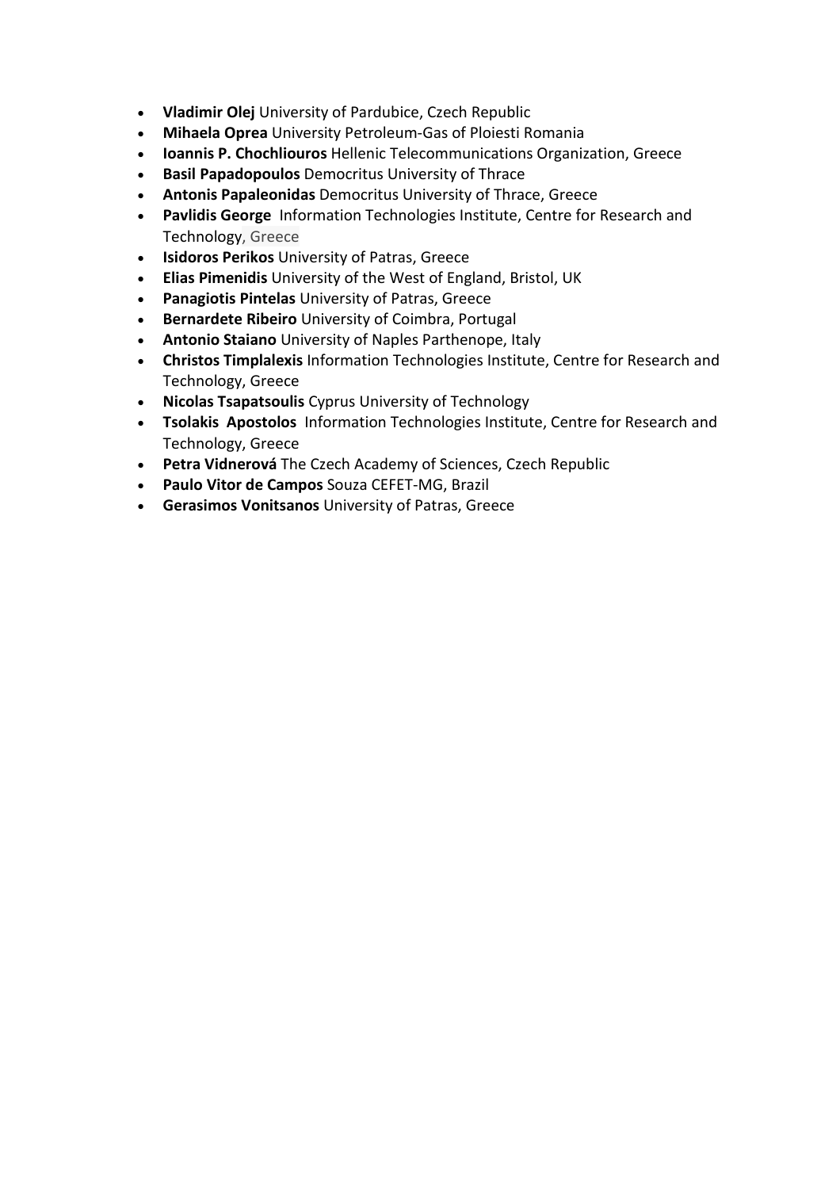- **Vladimir Olej** University of Pardubice, Czech Republic
- **Mihaela Oprea** University Petroleum-Gas of Ploiesti Romania
- **Ioannis P. Chochliouros** Hellenic Telecommunications Organization, Greece
- **Basil Papadopoulos** Democritus University of Thrace
- **Antonis Papaleonidas** Democritus University of Thrace, Greece
- **Pavlidis George** Information Technologies Institute, Centre for Research and Technology, Greece
- **Isidoros Perikos** University of Patras, Greece
- **Elias Pimenidis** University of the West of England, Bristol, UK
- **Panagiotis Pintelas** University of Patras, Greece
- **Bernardete Ribeiro** University of Coimbra, Portugal
- **Antonio Staiano** University of Naples Parthenope, Italy
- **Christos Timplalexis** Information Technologies Institute, Centre for Research and Technology, Greece
- **Nicolas Tsapatsoulis** Cyprus University of Technology
- **Tsolakis Apostolos** Information Technologies Institute, Centre for Research and Technology, Greece
- **Petra Vidnerová** The Czech Academy of Sciences, Czech Republic
- **Paulo Vitor de Campos** Souza CEFET-MG, Brazil
- **Gerasimos Vonitsanos** University of Patras, Greece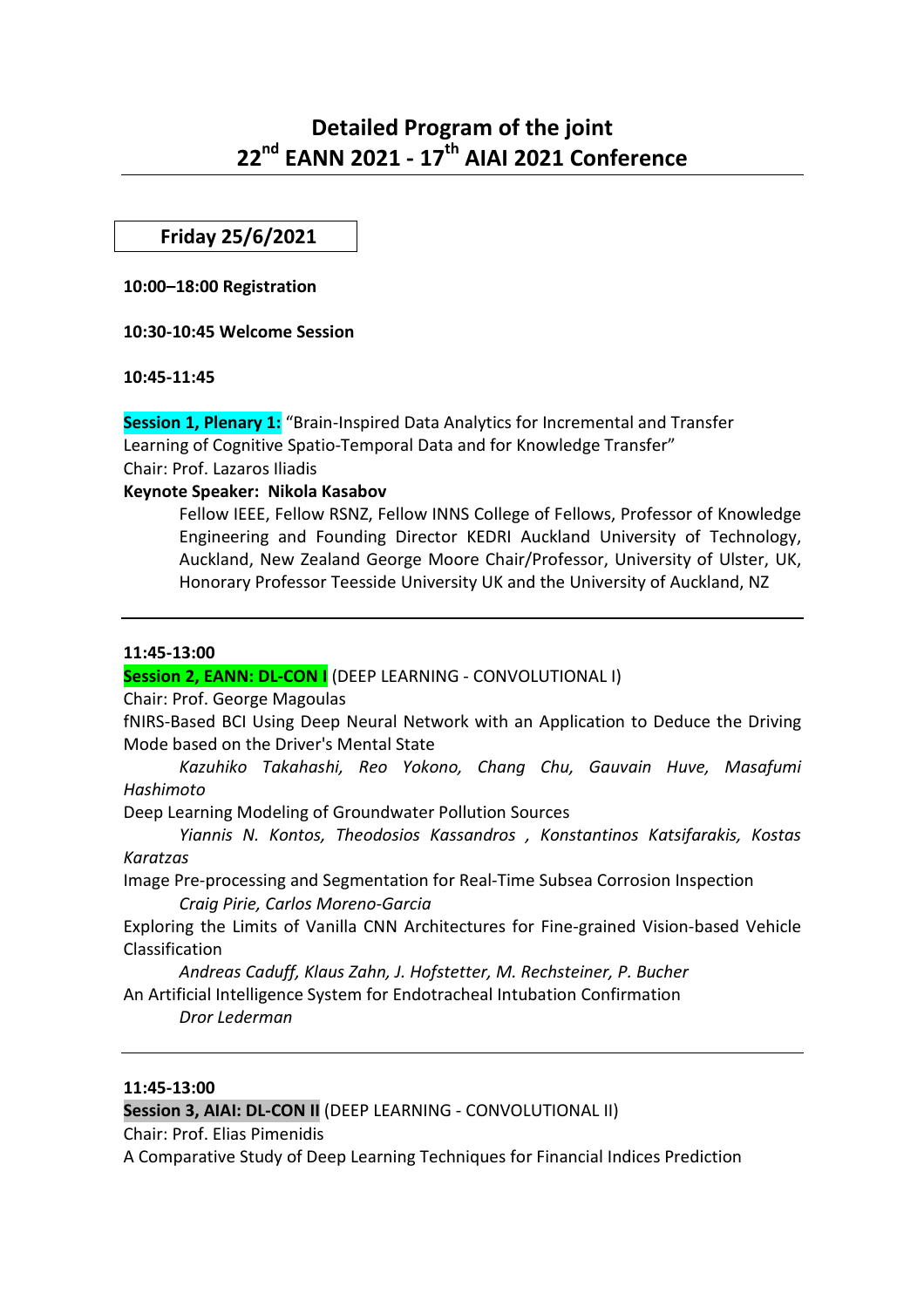# Detailed Program of the joint 22nd EANN 2021 - 17th AIAI 2021 Conference

## Friday 25/6/2021

**10:00–18:00 Registration**

**10:30-10:45 Welcome Session**

**10:45-11:45**

**Session 1, Plenary 1:** "Brain-Inspired Data Analytics for Incremental and Transfer Learning of Cognitive Spatio-Temporal Data and for Knowledge Transfer"
Chair: Prof. Lazaros Iliadis
**Keynote Speaker: Nikola Kasabov**

Fellow IEEE, Fellow RSNZ, Fellow INNS College of Fellows, Professor of Knowledge Engineering and Founding Director KEDRI Auckland University of Technology, Auckland, New Zealand George Moore Chair/Professor, University of Ulster, UK, Honorary Professor Teesside University UK and the University of Auckland, NZ

---

**11:45-13:00**

**Session 2, EANN: DL-CON I** (DEEP LEARNING - CONVOLUTIONAL I)
Chair: Prof. George Magoulas

fNIRS-Based BCI Using Deep Neural Network with an Application to Deduce the Driving Mode based on the Driver's Mental State
*Kazuhiko Takahashi, Reo Yokono, Chang Chu, Gauvain Huve, Masafumi Hashimoto*

Deep Learning Modeling of Groundwater Pollution Sources
*Yiannis N. Kontos, Theodosios Kassandros , Konstantinos Katsifarakis, Kostas Karatzas*

Image Pre-processing and Segmentation for Real-Time Subsea Corrosion Inspection
*Craig Pirie, Carlos Moreno-Garcia*

Exploring the Limits of Vanilla CNN Architectures for Fine-grained Vision-based Vehicle Classification
*Andreas Caduff, Klaus Zahn, J. Hofstetter, M. Rechsteiner, P. Bucher*

An Artificial Intelligence System for Endotracheal Intubation Confirmation
*Dror Lederman*

---

**11:45-13:00**

**Session 3, AIAI: DL-CON II** (DEEP LEARNING - CONVOLUTIONAL II)
Chair: Prof. Elias Pimenidis

A Comparative Study of Deep Learning Techniques for Financial Indices Prediction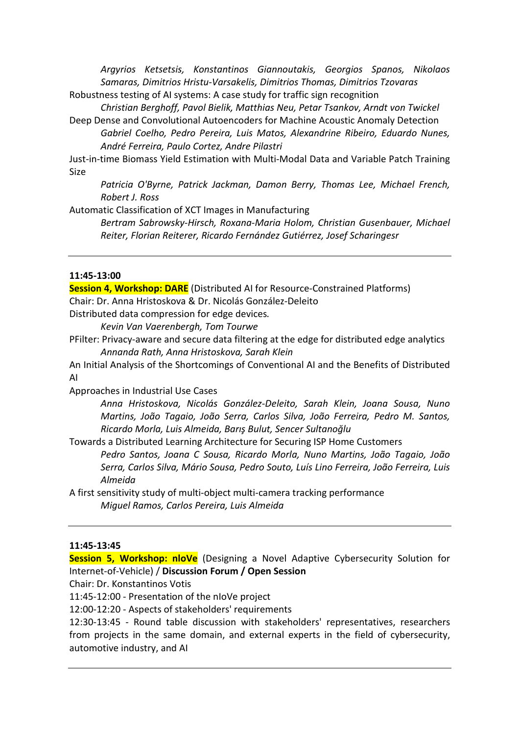*Argyrios Ketsetsis, Konstantinos Giannoutakis, Georgios Spanos, Nikolaos Samaras, Dimitrios Hristu-Varsakelis, Dimitrios Thomas, Dimitrios Tzovaras*

Robustness testing of AI systems: A case study for traffic sign recognition

*Christian Berghoff, Pavol Bielik, Matthias Neu, Petar Tsankov, Arndt von Twickel*

Deep Dense and Convolutional Autoencoders for Machine Acoustic Anomaly Detection

*Gabriel Coelho, Pedro Pereira, Luis Matos, Alexandrine Ribeiro, Eduardo Nunes, André Ferreira, Paulo Cortez, Andre Pilastri*

Just-in-time Biomass Yield Estimation with Multi-Modal Data and Variable Patch Training Size

*Patricia O'Byrne, Patrick Jackman, Damon Berry, Thomas Lee, Michael French, Robert J. Ross*

Automatic Classification of XCT Images in Manufacturing

*Bertram Sabrowsky-Hirsch, Roxana-Maria Holom, Christian Gusenbauer, Michael Reiter, Florian Reiterer, Ricardo Fernández Gutiérrez, Josef Scharingesr*

---

**11:45-13:00**

**Session 4, Workshop: DARE** (Distributed AI for Resource-Constrained Platforms)

Chair: Dr. Anna Hristoskova & Dr. Nicolás González-Deleito

Distributed data compression for edge devices*.*

*Kevin Van Vaerenbergh, Tom Tourwe*

PFilter: Privacy-aware and secure data filtering at the edge for distributed edge analytics

*Annanda Rath, Anna Hristoskova, Sarah Klein*

An Initial Analysis of the Shortcomings of Conventional AI and the Benefits of Distributed AI

Approaches in Industrial Use Cases

*Anna Hristoskova, Nicolás González-Deleito, Sarah Klein, Joana Sousa, Nuno Martins, João Tagaio, João Serra, Carlos Silva, João Ferreira, Pedro M. Santos, Ricardo Morla, Luis Almeida, Barış Bulut, Sencer Sultanoğlu*

Towards a Distributed Learning Architecture for Securing ISP Home Customers

*Pedro Santos, Joana C Sousa, Ricardo Morla, Nuno Martins, João Tagaio, João Serra, Carlos Silva, Mário Sousa, Pedro Souto, Luís Lino Ferreira, João Ferreira, Luis Almeida*

A first sensitivity study of multi-object multi-camera tracking performance

*Miguel Ramos, Carlos Pereira, Luis Almeida*

---

**11:45-13:45**

**Session 5, Workshop: nIoVe** (Designing a Novel Adaptive Cybersecurity Solution for Internet-of-Vehicle) / **Discussion Forum / Open Session**

Chair: Dr. Konstantinos Votis

11:45-12:00 - Presentation of the nIoVe project

12:00-12:20 - Aspects of stakeholders' requirements

12:30-13:45 - Round table discussion with stakeholders' representatives, researchers from projects in the same domain, and external experts in the field of cybersecurity, automotive industry, and AI

---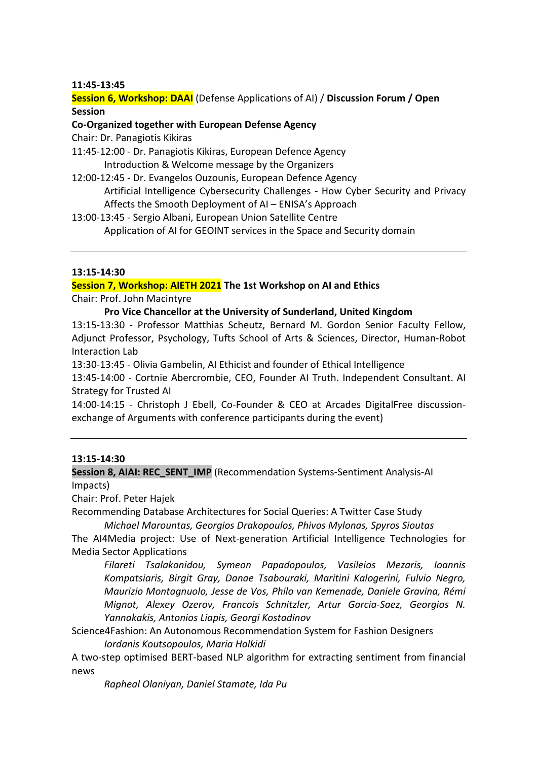**11:45-13:45**

**Session 6, Workshop: DAAI** (Defense Applications of AI) / **Discussion Forum / Open Session**

**Co-Organized together with European Defense Agency**

Chair: Dr. Panagiotis Kikiras

11:45-12:00 - Dr. Panagiotis Kikiras, European Defence Agency
Introduction & Welcome message by the Organizers

12:00-12:45 - Dr. Evangelos Ouzounis, European Defence Agency
Artificial Intelligence Cybersecurity Challenges - How Cyber Security and Privacy Affects the Smooth Deployment of AI – ENISA's Approach

13:00-13:45 - Sergio Albani, European Union Satellite Centre
Application of AI for GEOINT services in the Space and Security domain

---

**13:15-14:30**

**Session 7, Workshop: AIETH 2021 The 1st Workshop on AI and Ethics**

Chair: Prof. John Macintyre

**Pro Vice Chancellor at the University of Sunderland, United Kingdom**

13:15-13:30 - Professor Matthias Scheutz, Bernard M. Gordon Senior Faculty Fellow, Adjunct Professor, Psychology, Tufts School of Arts & Sciences, Director, Human-Robot Interaction Lab

13:30-13:45 - Olivia Gambelin, AI Ethicist and founder of Ethical Intelligence

13:45-14:00 - Cortnie Abercrombie, CEO, Founder AI Truth. Independent Consultant. AI Strategy for Trusted AI

14:00-14:15 - Christoph J Ebell, Co-Founder & CEO at Arcades DigitalFree discussion-exchange of Arguments with conference participants during the event)

---

**13:15-14:30**

**Session 8, AIAI: REC_SENT_IMP** (Recommendation Systems-Sentiment Analysis-AI Impacts)

Chair: Prof. Peter Hajek

Recommending Database Architectures for Social Queries: A Twitter Case Study
*Michael Marountas, Georgios Drakopoulos, Phivos Mylonas, Spyros Sioutas*

The AI4Media project: Use of Next-generation Artificial Intelligence Technologies for Media Sector Applications
*Filareti Tsalakanidou, Symeon Papadopoulos, Vasileios Mezaris, Ioannis Kompatsiaris, Birgit Gray, Danae Tsabouraki, Maritini Kalogerini, Fulvio Negro, Maurizio Montagnuolo, Jesse de Vos, Philo van Kemenade, Daniele Gravina, Rémi Mignot, Alexey Ozerov, Francois Schnitzler, Artur Garcia-Saez, Georgios N. Yannakakis, Antonios Liapis, Georgi Kostadinov*

Science4Fashion: An Autonomous Recommendation System for Fashion Designers
*Iordanis Koutsopoulos, Maria Halkidi*

A two-step optimised BERT-based NLP algorithm for extracting sentiment from financial news
*Rapheal Olaniyan, Daniel Stamate, Ida Pu*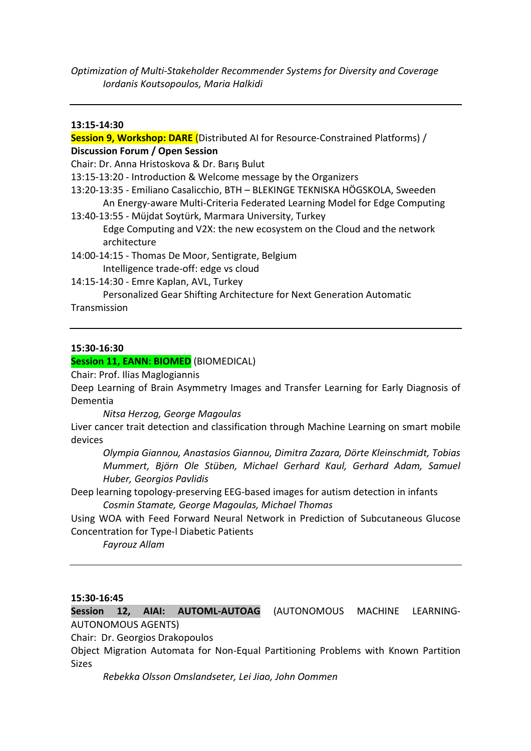*Optimization of Multi-Stakeholder Recommender Systems for Diversity and Coverage*
*Iordanis Koutsopoulos, Maria Halkidi*

---

**13:15-14:30**

**Session 9, Workshop: DARE** (Distributed AI for Resource-Constrained Platforms) / **Discussion Forum / Open Session**

Chair: Dr. Anna Hristoskova & Dr. Barış Bulut

13:15-13:20 - Introduction & Welcome message by the Organizers

13:20-13:35 - Emiliano Casalicchio, BTH – BLEKINGE TEKNISKA HÖGSKOLA, Sweeden
An Energy-aware Multi-Criteria Federated Learning Model for Edge Computing

13:40-13:55 - Müjdat Soytürk, Marmara University, Turkey
Edge Computing and V2X: the new ecosystem on the Cloud and the network architecture

14:00-14:15 - Thomas De Moor, Sentigrate, Belgium
Intelligence trade-off: edge vs cloud

14:15-14:30 - Emre Kaplan, AVL, Turkey
Personalized Gear Shifting Architecture for Next Generation Automatic Transmission

---

**15:30-16:30**

**Session 11, EANN: BIOMED** (BIOMEDICAL)

Chair: Prof. Ilias Maglogiannis

Deep Learning of Brain Asymmetry Images and Transfer Learning for Early Diagnosis of Dementia
*Nitsa Herzog, George Magoulas*

Liver cancer trait detection and classification through Machine Learning on smart mobile devices
*Olympia Giannou, Anastasios Giannou, Dimitra Zazara, Dörte Kleinschmidt, Tobias Mummert, Björn Ole Stüben, Michael Gerhard Kaul, Gerhard Adam, Samuel Huber, Georgios Pavlidis*

Deep learning topology-preserving EEG-based images for autism detection in infants
*Cosmin Stamate, George Magoulas, Michael Thomas*

Using WOA with Feed Forward Neural Network in Prediction of Subcutaneous Glucose Concentration for Type-l Diabetic Patients
*Fayrouz Allam*

---

**15:30-16:45**

**Session 12, AIAI: AUTOML-AUTOAG** (AUTONOMOUS MACHINE LEARNING-AUTONOMOUS AGENTS)

Chair: Dr. Georgios Drakopoulos

Object Migration Automata for Non-Equal Partitioning Problems with Known Partition Sizes
*Rebekka Olsson Omslandseter, Lei Jiao, John Oommen*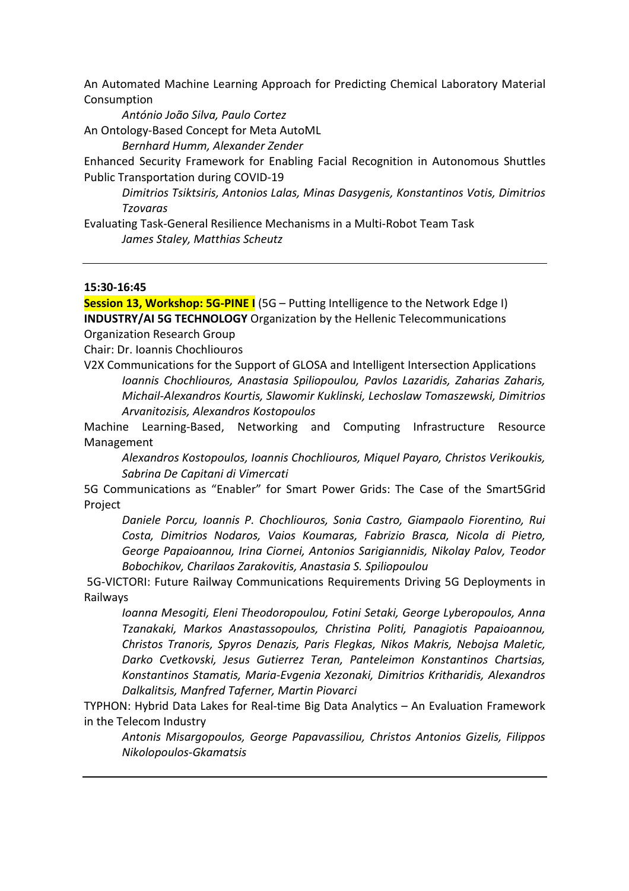An Automated Machine Learning Approach for Predicting Chemical Laboratory Material Consumption

*António João Silva, Paulo Cortez*

An Ontology-Based Concept for Meta AutoML

*Bernhard Humm, Alexander Zender*

Enhanced Security Framework for Enabling Facial Recognition in Autonomous Shuttles Public Transportation during COVID-19

*Dimitrios Tsiktsiris, Antonios Lalas, Minas Dasygenis, Konstantinos Votis, Dimitrios Tzovaras*

Evaluating Task-General Resilience Mechanisms in a Multi-Robot Team Task

*James Staley, Matthias Scheutz*

---

**15:30-16:45**

**Session 13, Workshop: 5G-PINE I** (5G – Putting Intelligence to the Network Edge I)

**INDUSTRY/AI 5G TECHNOLOGY** Organization by the Hellenic Telecommunications Organization Research Group

Chair: Dr. Ioannis Chochliouros

V2X Communications for the Support of GLOSA and Intelligent Intersection Applications

*Ioannis Chochliouros, Anastasia Spiliopoulou, Pavlos Lazaridis, Zaharias Zaharis, Michail-Alexandros Kourtis, Slawomir Kuklinski, Lechoslaw Tomaszewski, Dimitrios Arvanitozisis, Alexandros Kostopoulos*

Machine Learning-Based, Networking and Computing Infrastructure Resource Management

*Alexandros Kostopoulos, Ioannis Chochliouros, Miquel Payaro, Christos Verikoukis, Sabrina De Capitani di Vimercati*

5G Communications as "Enabler" for Smart Power Grids: The Case of the Smart5Grid Project

*Daniele Porcu, Ioannis P. Chochliouros, Sonia Castro, Giampaolo Fiorentino, Rui Costa, Dimitrios Nodaros, Vaios Koumaras, Fabrizio Brasca, Nicola di Pietro, George Papaioannou, Irina Ciornei, Antonios Sarigiannidis, Nikolay Palov, Teodor Bobochikov, Charilaos Zarakovitis, Anastasia S. Spiliopoulou*

5G-VICTORI: Future Railway Communications Requirements Driving 5G Deployments in Railways

*Ioanna Mesogiti, Eleni Theodoropoulou, Fotini Setaki, George Lyberopoulos, Anna Tzanakaki, Markos Anastassopoulos, Christina Politi, Panagiotis Papaioannou, Christos Tranoris, Spyros Denazis, Paris Flegkas, Nikos Makris, Nebojsa Maletic, Darko Cvetkovski, Jesus Gutierrez Teran, Panteleimon Konstantinos Chartsias, Konstantinos Stamatis, Maria-Evgenia Xezonaki, Dimitrios Kritharidis, Alexandros Dalkalitsis, Manfred Taferner, Martin Piovarci*

TYPHON: Hybrid Data Lakes for Real-time Big Data Analytics – An Evaluation Framework in the Telecom Industry

*Antonis Misargopoulos, George Papavassiliou, Christos Antonios Gizelis, Filippos Nikolopoulos-Gkamatsis*

---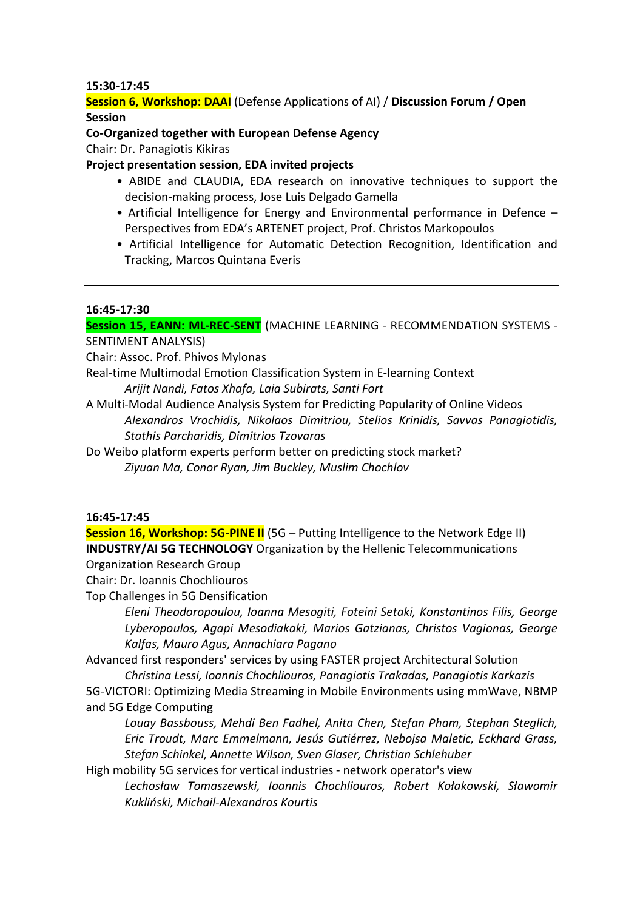**15:30-17:45**

**Session 6, Workshop: DAAI** (Defense Applications of AI) / **Discussion Forum / Open Session**

**Co-Organized together with European Defense Agency**

Chair: Dr. Panagiotis Kikiras

**Project presentation session, EDA invited projects**

- ABIDE and CLAUDIA, EDA research on innovative techniques to support the decision-making process, Jose Luis Delgado Gamella
- Artificial Intelligence for Energy and Environmental performance in Defence – Perspectives from EDA's ARTENET project, Prof. Christos Markopoulos
- Artificial Intelligence for Automatic Detection Recognition, Identification and Tracking, Marcos Quintana Everis

---

**16:45-17:30**

**Session 15, EANN: ML-REC-SENT** (MACHINE LEARNING - RECOMMENDATION SYSTEMS - SENTIMENT ANALYSIS)

Chair: Assoc. Prof. Phivos Mylonas

Real-time Multimodal Emotion Classification System in E-learning Context

*Arijit Nandi, Fatos Xhafa, Laia Subirats, Santi Fort*

A Multi-Modal Audience Analysis System for Predicting Popularity of Online Videos

*Alexandros Vrochidis, Nikolaos Dimitriou, Stelios Krinidis, Savvas Panagiotidis, Stathis Parcharidis, Dimitrios Tzovaras*

Do Weibo platform experts perform better on predicting stock market?

*Ziyuan Ma, Conor Ryan, Jim Buckley, Muslim Chochlov*

---

**16:45-17:45**

**Session 16, Workshop: 5G-PINE II** (5G – Putting Intelligence to the Network Edge II)

**INDUSTRY/AI 5G TECHNOLOGY** Organization by the Hellenic Telecommunications Organization Research Group

Chair: Dr. Ioannis Chochliouros

Top Challenges in 5G Densification

*Eleni Theodoropoulou, Ioanna Mesogiti, Foteini Setaki, Konstantinos Filis, George Lyberopoulos, Agapi Mesodiakaki, Marios Gatzianas, Christos Vagionas, George Kalfas, Mauro Agus, Annachiara Pagano*

Advanced first responders' services by using FASTER project Architectural Solution

*Christina Lessi, Ioannis Chochliouros, Panagiotis Trakadas, Panagiotis Karkazis*

5G-VICTORI: Optimizing Media Streaming in Mobile Environments using mmWave, NBMP and 5G Edge Computing

*Louay Bassbouss, Mehdi Ben Fadhel, Anita Chen, Stefan Pham, Stephan Steglich, Eric Troudt, Marc Emmelmann, Jesús Gutiérrez, Nebojsa Maletic, Eckhard Grass, Stefan Schinkel, Annette Wilson, Sven Glaser, Christian Schlehuber*

High mobility 5G services for vertical industries - network operator's view

*Lechosław Tomaszewski, Ioannis Chochliouros, Robert Kołakowski, Sławomir Kukliński, Michail-Alexandros Kourtis*

---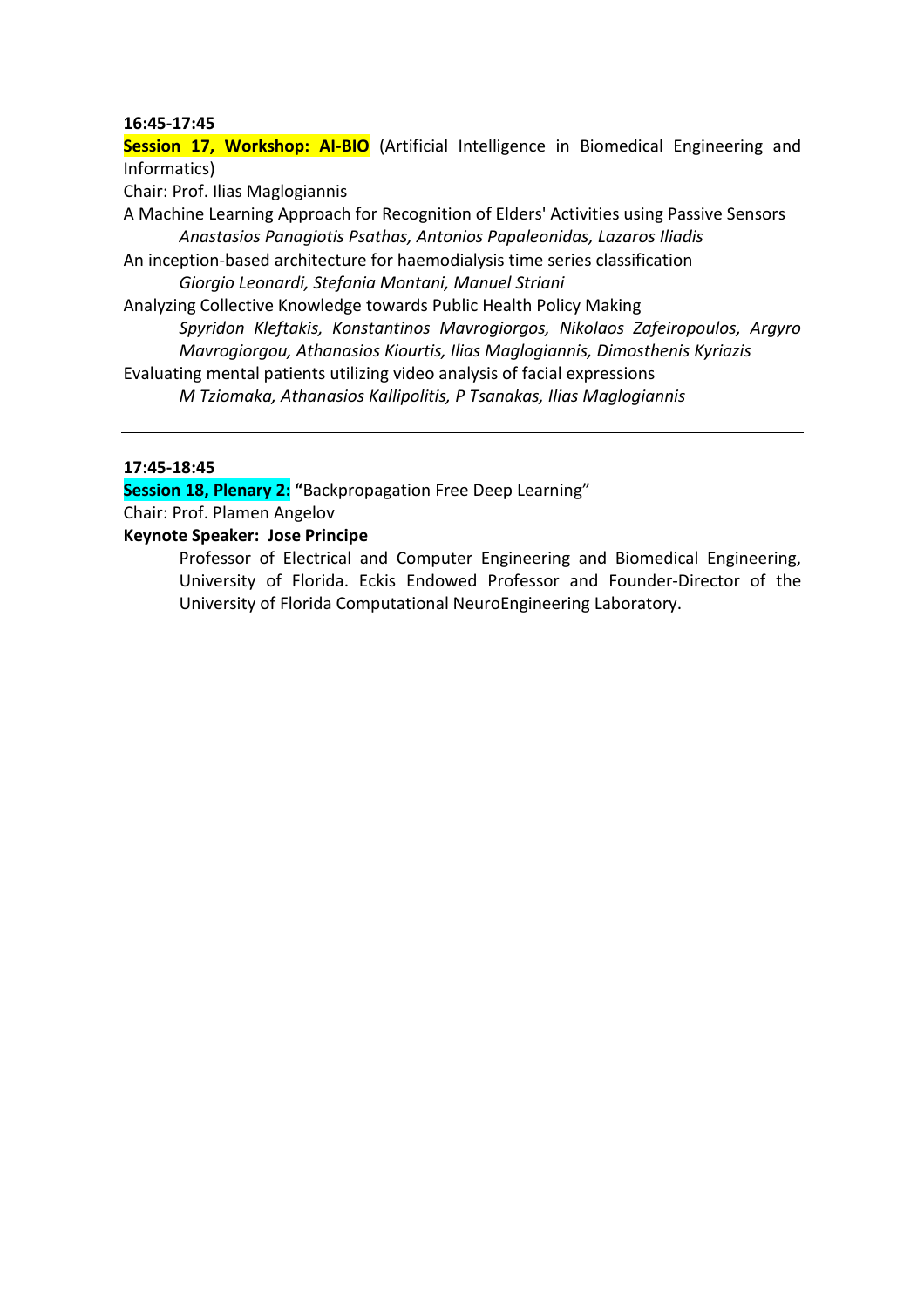**16:45-17:45**

**Session 17, Workshop: AI-BIO** (Artificial Intelligence in Biomedical Engineering and Informatics)

Chair: Prof. Ilias Maglogiannis

A Machine Learning Approach for Recognition of Elders' Activities using Passive Sensors

*Anastasios Panagiotis Psathas, Antonios Papaleonidas, Lazaros Iliadis*

An inception-based architecture for haemodialysis time series classification

*Giorgio Leonardi, Stefania Montani, Manuel Striani*

Analyzing Collective Knowledge towards Public Health Policy Making

*Spyridon Kleftakis, Konstantinos Mavrogiorgos, Nikolaos Zafeiropoulos, Argyro Mavrogiorgou, Athanasios Kiourtis, Ilias Maglogiannis, Dimosthenis Kyriazis*

Evaluating mental patients utilizing video analysis of facial expressions

*M Tziomaka, Athanasios Kallipolitis, P Tsanakas, Ilias Maglogiannis*

---

**17:45-18:45**

**Session 18, Plenary 2:** **"**Backpropagation Free Deep Learning"

Chair: Prof. Plamen Angelov

**Keynote Speaker: Jose Principe**

Professor of Electrical and Computer Engineering and Biomedical Engineering, University of Florida. Eckis Endowed Professor and Founder-Director of the University of Florida Computational NeuroEngineering Laboratory.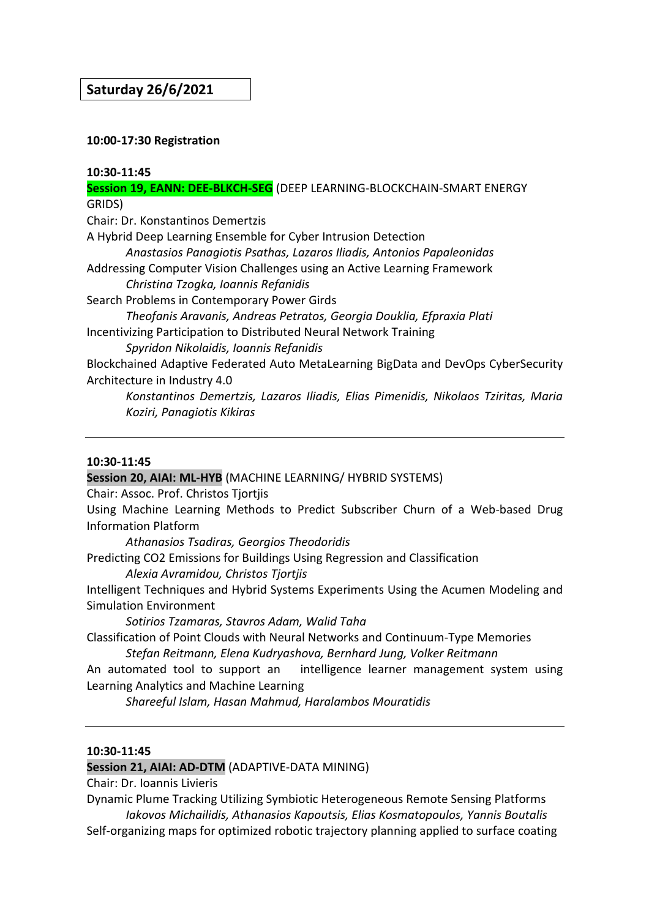**Saturday 26/6/2021**

**10:00-17:30 Registration**

**10:30-11:45**

**Session 19, EANN: DEE-BLKCH-SEG** (DEEP LEARNING-BLOCKCHAIN-SMART ENERGY GRIDS)

Chair: Dr. Konstantinos Demertzis

A Hybrid Deep Learning Ensemble for Cyber Intrusion Detection
*Anastasios Panagiotis Psathas, Lazaros Iliadis, Antonios Papaleonidas*

Addressing Computer Vision Challenges using an Active Learning Framework
*Christina Tzogka, Ioannis Refanidis*

Search Problems in Contemporary Power Girds
*Theofanis Aravanis, Andreas Petratos, Georgia Douklia, Efpraxia Plati*

Incentivizing Participation to Distributed Neural Network Training
*Spyridon Nikolaidis, Ioannis Refanidis*

Blockchained Adaptive Federated Auto MetaLearning BigData and DevOps CyberSecurity Architecture in Industry 4.0
*Konstantinos Demertzis, Lazaros Iliadis, Elias Pimenidis, Nikolaos Tziritas, Maria Koziri, Panagiotis Kikiras*

---

**10:30-11:45**

**Session 20, AIAI: ML-HYB** (MACHINE LEARNING/ HYBRID SYSTEMS)

Chair: Assoc. Prof. Christos Tjortjis

Using Machine Learning Methods to Predict Subscriber Churn of a Web-based Drug Information Platform
*Athanasios Tsadiras, Georgios Theodoridis*

Predicting CO2 Emissions for Buildings Using Regression and Classification
*Alexia Avramidou, Christos Tjortjis*

Intelligent Techniques and Hybrid Systems Experiments Using the Acumen Modeling and Simulation Environment
*Sotirios Tzamaras, Stavros Adam, Walid Taha*

Classification of Point Clouds with Neural Networks and Continuum-Type Memories
*Stefan Reitmann, Elena Kudryashova, Bernhard Jung, Volker Reitmann*

An automated tool to support an intelligence learner management system using Learning Analytics and Machine Learning
*Shareeful Islam, Hasan Mahmud, Haralambos Mouratidis*

---

**10:30-11:45**

**Session 21, AIAI: AD-DTM** (ADAPTIVE-DATA MINING)

Chair: Dr. Ioannis Livieris

Dynamic Plume Tracking Utilizing Symbiotic Heterogeneous Remote Sensing Platforms
*Iakovos Michailidis, Athanasios Kapoutsis, Elias Kosmatopoulos, Yannis Boutalis*

Self-organizing maps for optimized robotic trajectory planning applied to surface coating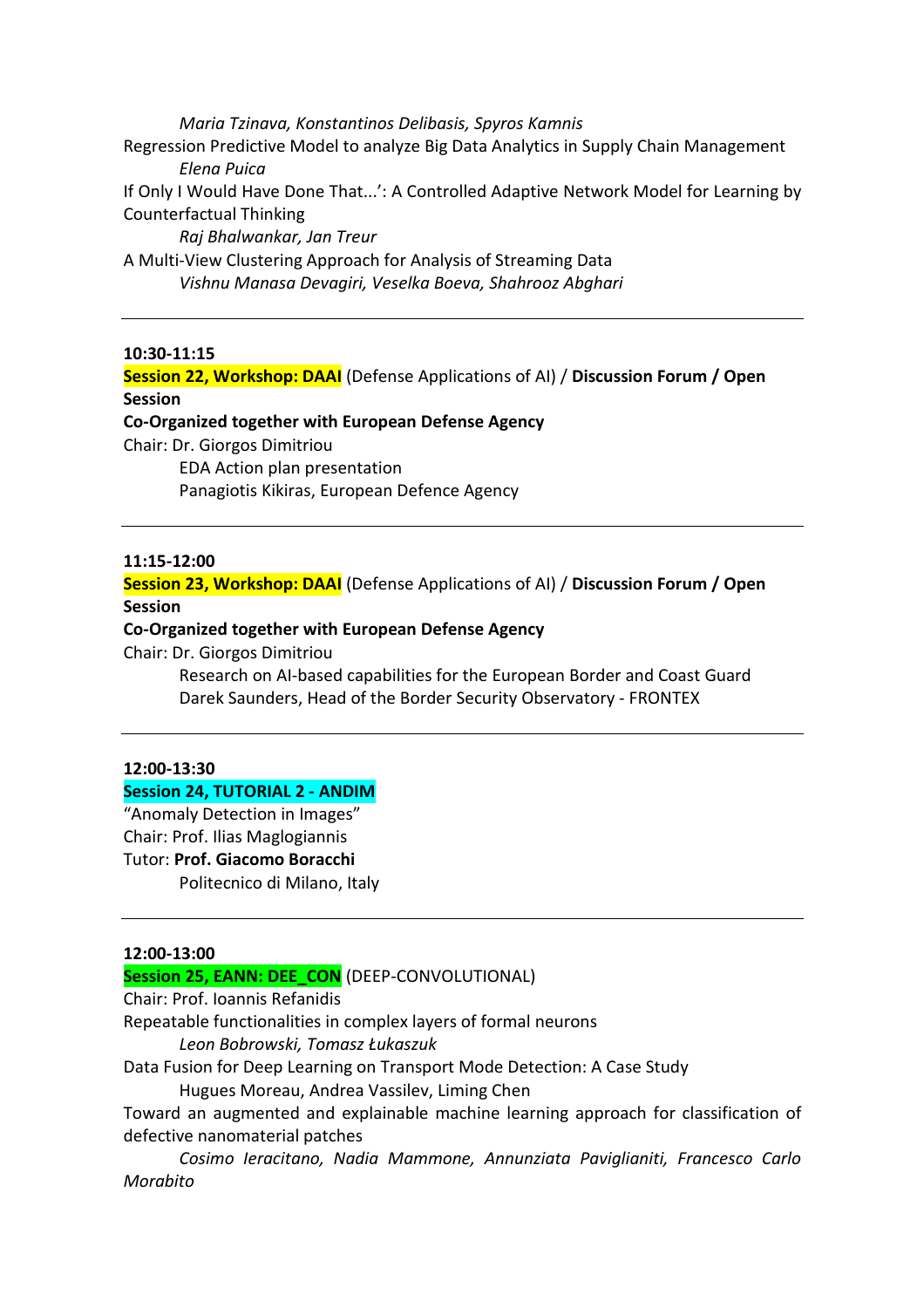*Maria Tzinava, Konstantinos Delibasis, Spyros Kamnis*

Regression Predictive Model to analyze Big Data Analytics in Supply Chain Management

*Elena Puica*

If Only I Would Have Done That...': A Controlled Adaptive Network Model for Learning by Counterfactual Thinking

*Raj Bhalwankar, Jan Treur*

A Multi-View Clustering Approach for Analysis of Streaming Data

*Vishnu Manasa Devagiri, Veselka Boeva, Shahrooz Abghari*

---

**10:30-11:15**

**Session 22, Workshop: DAAI** (Defense Applications of AI) / **Discussion Forum / Open Session**

**Co-Organized together with European Defense Agency**

Chair: Dr. Giorgos Dimitriou

EDA Action plan presentation

Panagiotis Kikiras, European Defence Agency

---

**11:15-12:00**

**Session 23, Workshop: DAAI** (Defense Applications of AI) / **Discussion Forum / Open Session**

**Co-Organized together with European Defense Agency**

Chair: Dr. Giorgos Dimitriou

Research on AI-based capabilities for the European Border and Coast Guard

Darek Saunders, Head of the Border Security Observatory - FRONTEX

---

**12:00-13:30**

**Session 24, TUTORIAL 2 - ANDIM**

"Anomaly Detection in Images"

Chair: Prof. Ilias Maglogiannis

Tutor: **Prof. Giacomo Boracchi**

Politecnico di Milano, Italy

---

**12:00-13:00**

**Session 25, EANN: DEE_CON** (DEEP-CONVOLUTIONAL)

Chair: Prof. Ioannis Refanidis

Repeatable functionalities in complex layers of formal neurons

*Leon Bobrowski, Tomasz Łukaszuk*

Data Fusion for Deep Learning on Transport Mode Detection: A Case Study

Hugues Moreau, Andrea Vassilev, Liming Chen

Toward an augmented and explainable machine learning approach for classification of defective nanomaterial patches

*Cosimo Ieracitano, Nadia Mammone, Annunziata Paviglianiti, Francesco Carlo Morabito*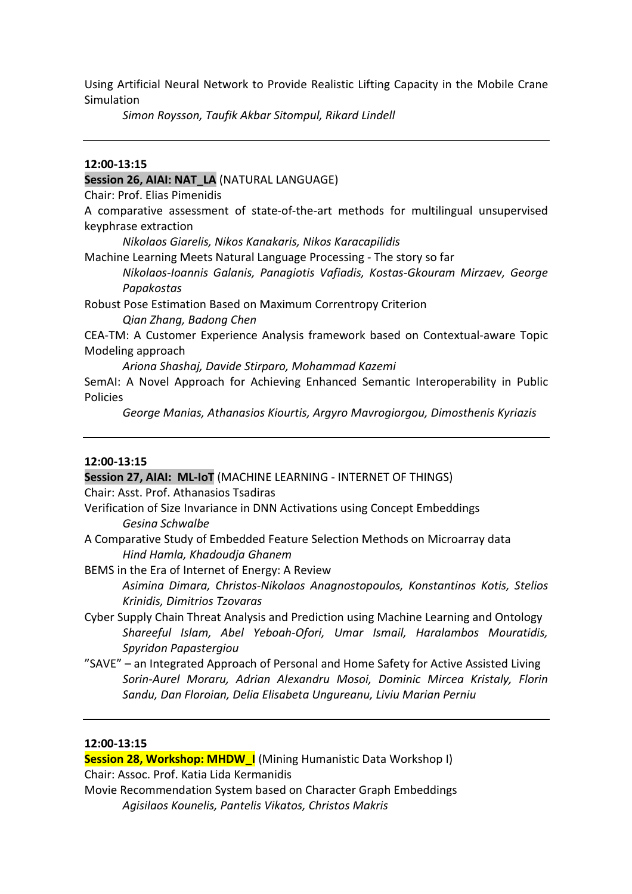Using Artificial Neural Network to Provide Realistic Lifting Capacity in the Mobile Crane Simulation

*Simon Roysson, Taufik Akbar Sitompul, Rikard Lindell*

---

**12:00-13:15**

**Session 26, AIAI: NAT_LA** (NATURAL LANGUAGE)

Chair: Prof. Elias Pimenidis

A comparative assessment of state-of-the-art methods for multilingual unsupervised keyphrase extraction

*Nikolaos Giarelis, Nikos Kanakaris, Nikos Karacapilidis*

Machine Learning Meets Natural Language Processing - The story so far

*Nikolaos-Ioannis Galanis, Panagiotis Vafiadis, Kostas-Gkouram Mirzaev, George Papakostas*

Robust Pose Estimation Based on Maximum Correntropy Criterion

*Qian Zhang, Badong Chen*

CEA-TM: A Customer Experience Analysis framework based on Contextual-aware Topic Modeling approach

*Ariona Shashaj, Davide Stirparo, Mohammad Kazemi*

SemAI: A Novel Approach for Achieving Enhanced Semantic Interoperability in Public Policies

*George Manias, Athanasios Kiourtis, Argyro Mavrogiorgou, Dimosthenis Kyriazis*

---

**12:00-13:15**

**Session 27, AIAI: ML-IoT** (MACHINE LEARNING - INTERNET OF THINGS)

Chair: Asst. Prof. Athanasios Tsadiras

Verification of Size Invariance in DNN Activations using Concept Embeddings

*Gesina Schwalbe*

A Comparative Study of Embedded Feature Selection Methods on Microarray data

*Hind Hamla, Khadoudja Ghanem*

BEMS in the Era of Internet of Energy: A Review

*Asimina Dimara, Christos-Nikolaos Anagnostopoulos, Konstantinos Kotis, Stelios Krinidis, Dimitrios Tzovaras*

Cyber Supply Chain Threat Analysis and Prediction using Machine Learning and Ontology

*Shareeful Islam, Abel Yeboah-Ofori, Umar Ismail, Haralambos Mouratidis, Spyridon Papastergiou*

"SAVE" – an Integrated Approach of Personal and Home Safety for Active Assisted Living

*Sorin-Aurel Moraru, Adrian Alexandru Mosoi, Dominic Mircea Kristaly, Florin Sandu, Dan Floroian, Delia Elisabeta Ungureanu, Liviu Marian Perniu*

---

**12:00-13:15**

**Session 28, Workshop: MHDW_I** (Mining Humanistic Data Workshop I)

Chair: Assoc. Prof. Katia Lida Kermanidis

Movie Recommendation System based on Character Graph Embeddings

*Agisilaos Kounelis, Pantelis Vikatos, Christos Makris*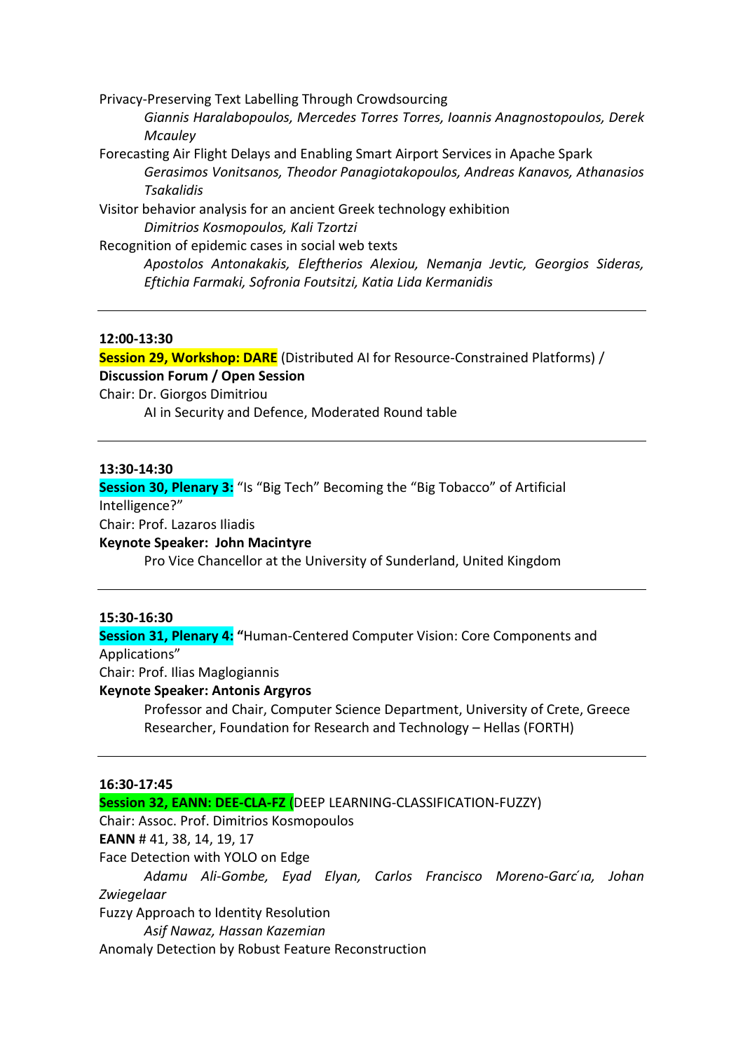Privacy-Preserving Text Labelling Through Crowdsourcing

*Giannis Haralabopoulos, Mercedes Torres Torres, Ioannis Anagnostopoulos, Derek Mcauley*

Forecasting Air Flight Delays and Enabling Smart Airport Services in Apache Spark

*Gerasimos Vonitsanos, Theodor Panagiotakopoulos, Andreas Kanavos, Athanasios Tsakalidis*

Visitor behavior analysis for an ancient Greek technology exhibition

*Dimitrios Kosmopoulos, Kali Tzortzi*

Recognition of epidemic cases in social web texts

*Apostolos Antonakakis, Eleftherios Alexiou, Nemanja Jevtic, Georgios Sideras, Eftichia Farmaki, Sofronia Foutsitzi, Katia Lida Kermanidis*

---

**12:00-13:30**

**Session 29, Workshop: DARE** (Distributed AI for Resource-Constrained Platforms) / **Discussion Forum / Open Session**

Chair: Dr. Giorgos Dimitriou

AI in Security and Defence, Moderated Round table

---

**13:30-14:30**

**Session 30, Plenary 3:** "Is "Big Tech" Becoming the "Big Tobacco" of Artificial Intelligence?"

Chair: Prof. Lazaros Iliadis

**Keynote Speaker: John Macintyre**

Pro Vice Chancellor at the University of Sunderland, United Kingdom

---

**15:30-16:30**

**Session 31, Plenary 4: "**Human-Centered Computer Vision: Core Components and Applications"

Chair: Prof. Ilias Maglogiannis

**Keynote Speaker: Antonis Argyros**

Professor and Chair, Computer Science Department, University of Crete, Greece
Researcher, Foundation for Research and Technology – Hellas (FORTH)

---

**16:30-17:45**

**Session 32, EANN: DEE-CLA-FZ** (DEEP LEARNING-CLASSIFICATION-FUZZY)

Chair: Assoc. Prof. Dimitrios Kosmopoulos

**EANN** # 41, 38, 14, 19, 17

Face Detection with YOLO on Edge

*Adamu Ali-Gombe, Eyad Elyan, Carlos Francisco Moreno-Garcıa, Johan Zwiegelaar*

Fuzzy Approach to Identity Resolution

*Asif Nawaz, Hassan Kazemian*

Anomaly Detection by Robust Feature Reconstruction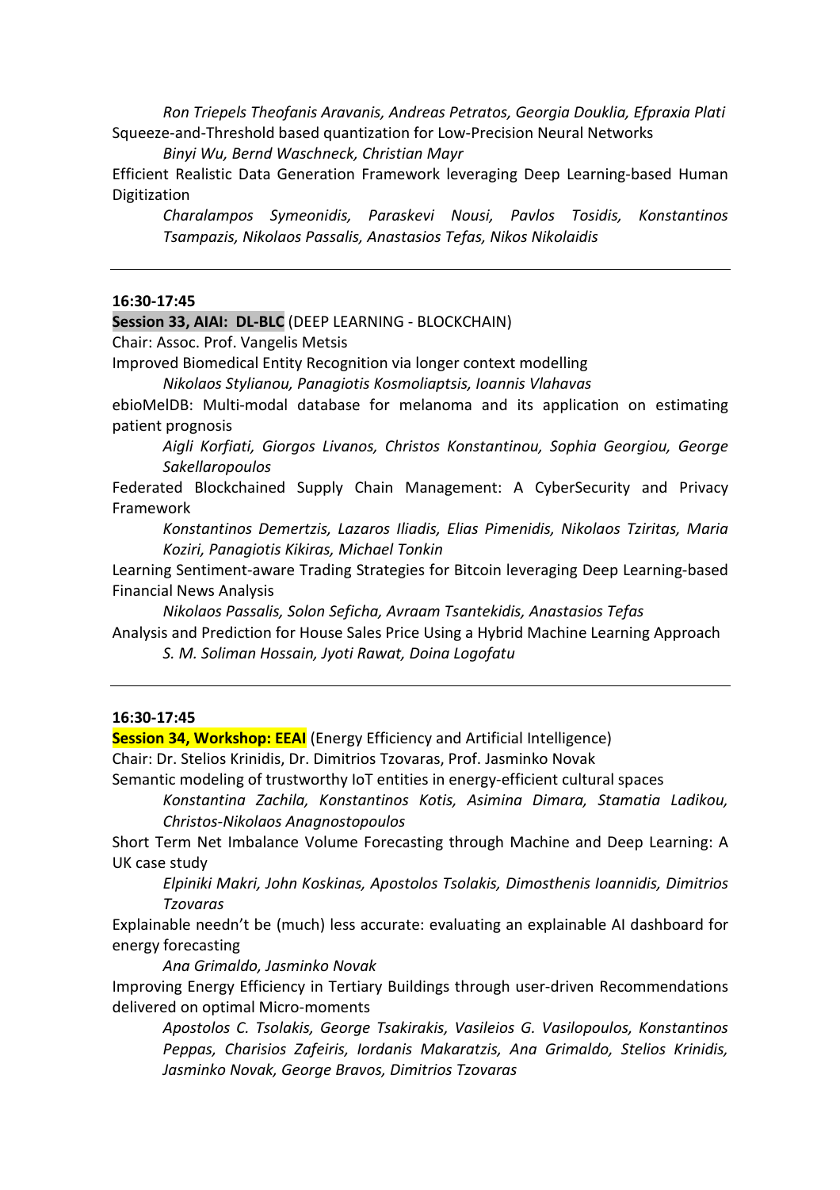*Ron Triepels Theofanis Aravanis, Andreas Petratos, Georgia Douklia, Efpraxia Plati*

Squeeze-and-Threshold based quantization for Low-Precision Neural Networks

*Binyi Wu, Bernd Waschneck, Christian Mayr*

Efficient Realistic Data Generation Framework leveraging Deep Learning-based Human Digitization

*Charalampos Symeonidis, Paraskevi Nousi, Pavlos Tosidis, Konstantinos Tsampazis, Nikolaos Passalis, Anastasios Tefas, Nikos Nikolaidis*

---

**16:30-17:45**

**Session 33, AIAI: DL-BLC** (DEEP LEARNING - BLOCKCHAIN)

Chair: Assoc. Prof. Vangelis Metsis

Improved Biomedical Entity Recognition via longer context modelling

*Nikolaos Stylianou, Panagiotis Kosmoliaptsis, Ioannis Vlahavas*

ebioMelDB: Multi-modal database for melanoma and its application on estimating patient prognosis

*Aigli Korfiati, Giorgos Livanos, Christos Konstantinou, Sophia Georgiou, George Sakellaropoulos*

Federated Blockchained Supply Chain Management: A CyberSecurity and Privacy Framework

*Konstantinos Demertzis, Lazaros Iliadis, Elias Pimenidis, Nikolaos Tziritas, Maria Koziri, Panagiotis Kikiras, Michael Tonkin*

Learning Sentiment-aware Trading Strategies for Bitcoin leveraging Deep Learning-based Financial News Analysis

*Nikolaos Passalis, Solon Seficha, Avraam Tsantekidis, Anastasios Tefas*

Analysis and Prediction for House Sales Price Using a Hybrid Machine Learning Approach

*S. M. Soliman Hossain, Jyoti Rawat, Doina Logofatu*

---

**16:30-17:45**

**Session 34, Workshop: EEAI** (Energy Efficiency and Artificial Intelligence)

Chair: Dr. Stelios Krinidis, Dr. Dimitrios Tzovaras, Prof. Jasminko Novak

Semantic modeling of trustworthy IoT entities in energy-efficient cultural spaces

*Konstantina Zachila, Konstantinos Kotis, Asimina Dimara, Stamatia Ladikou, Christos-Nikolaos Anagnostopoulos*

Short Term Net Imbalance Volume Forecasting through Machine and Deep Learning: A UK case study

*Elpiniki Makri, John Koskinas, Apostolos Tsolakis, Dimosthenis Ioannidis, Dimitrios Tzovaras*

Explainable needn't be (much) less accurate: evaluating an explainable AI dashboard for energy forecasting

*Ana Grimaldo, Jasminko Novak*

Improving Energy Efficiency in Tertiary Buildings through user-driven Recommendations delivered on optimal Micro-moments

*Apostolos C. Tsolakis, George Tsakirakis, Vasileios G. Vasilopoulos, Konstantinos Peppas, Charisios Zafeiris, Iordanis Makaratzis, Ana Grimaldo, Stelios Krinidis, Jasminko Novak, George Bravos, Dimitrios Tzovaras*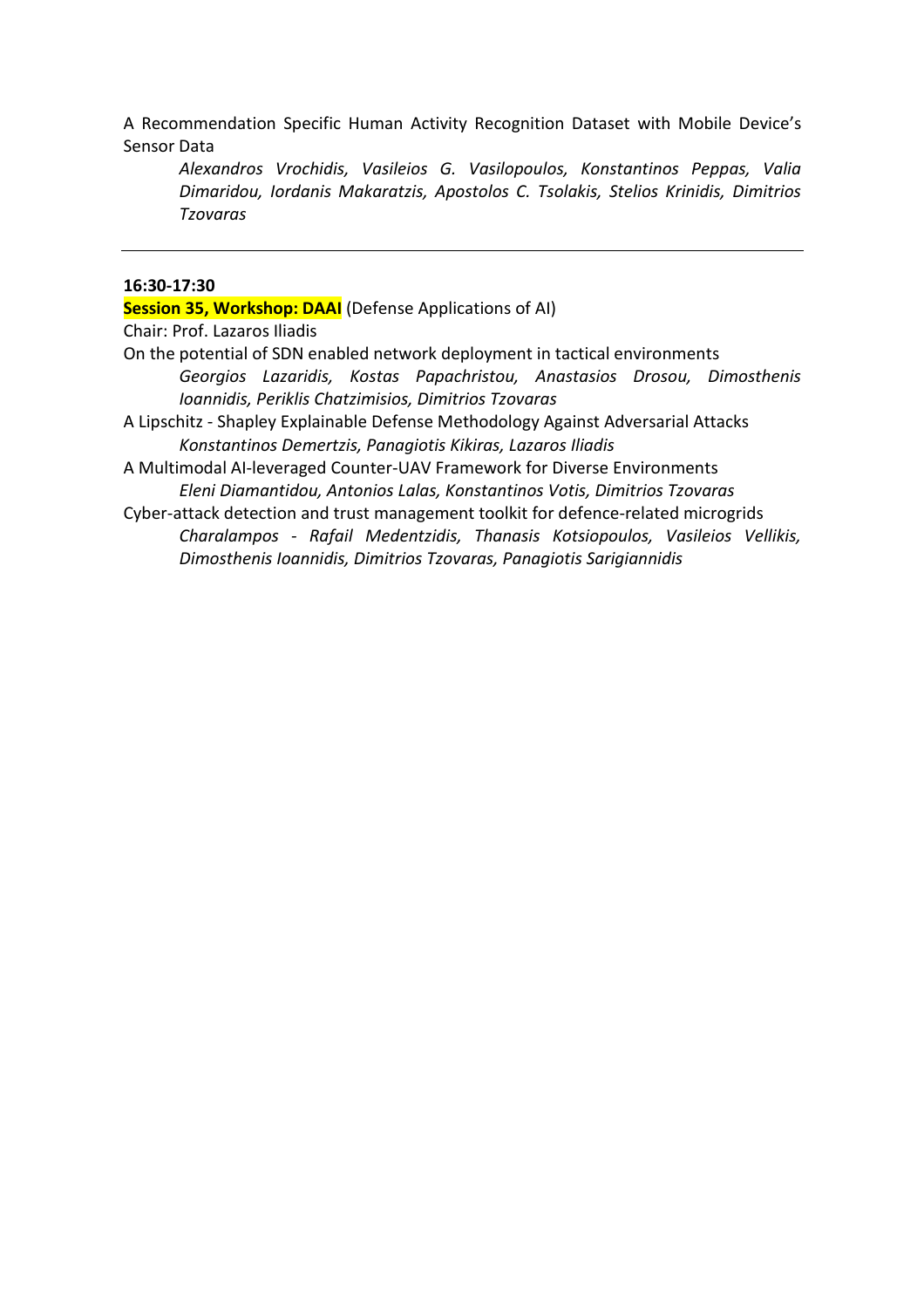A Recommendation Specific Human Activity Recognition Dataset with Mobile Device's Sensor Data

*Alexandros Vrochidis, Vasileios G. Vasilopoulos, Konstantinos Peppas, Valia Dimaridou, Iordanis Makaratzis, Apostolos C. Tsolakis, Stelios Krinidis, Dimitrios Tzovaras*

---

**16:30-17:30**

**Session 35, Workshop: DAAI** (Defense Applications of AI)

Chair: Prof. Lazaros Iliadis

On the potential of SDN enabled network deployment in tactical environments

*Georgios Lazaridis, Kostas Papachristou, Anastasios Drosou, Dimosthenis Ioannidis, Periklis Chatzimisios, Dimitrios Tzovaras*

A Lipschitz - Shapley Explainable Defense Methodology Against Adversarial Attacks

*Konstantinos Demertzis, Panagiotis Kikiras, Lazaros Iliadis*

A Multimodal AI-leveraged Counter-UAV Framework for Diverse Environments

*Eleni Diamantidou, Antonios Lalas, Konstantinos Votis, Dimitrios Tzovaras*

Cyber-attack detection and trust management toolkit for defence-related microgrids

*Charalampos - Rafail Medentzidis, Thanasis Kotsiopoulos, Vasileios Vellikis, Dimosthenis Ioannidis, Dimitrios Tzovaras, Panagiotis Sarigiannidis*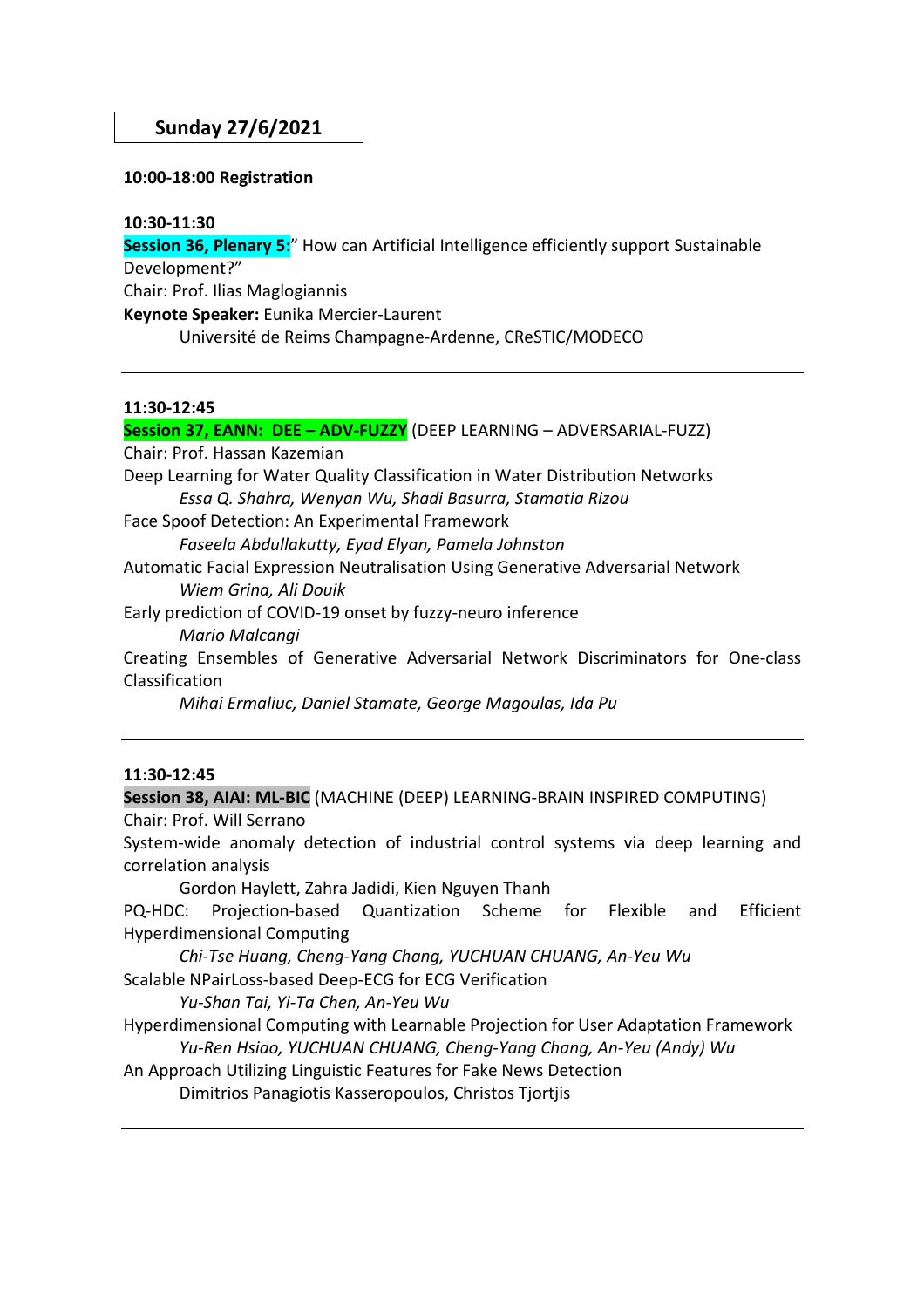## Sunday 27/6/2021

**10:00-18:00 Registration**

**10:30-11:30**

**Session 36, Plenary 5:**" How can Artificial Intelligence efficiently support Sustainable Development?"

Chair: Prof. Ilias Maglogiannis

**Keynote Speaker:** Eunika Mercier-Laurent

Université de Reims Champagne-Ardenne, CReSTIC/MODECO

---

**11:30-12:45**

**Session 37, EANN: DEE – ADV-FUZZY** (DEEP LEARNING – ADVERSARIAL-FUZZ)

Chair: Prof. Hassan Kazemian

Deep Learning for Water Quality Classification in Water Distribution Networks

*Essa Q. Shahra, Wenyan Wu, Shadi Basurra, Stamatia Rizou*

Face Spoof Detection: An Experimental Framework

*Faseela Abdullakutty, Eyad Elyan, Pamela Johnston*

Automatic Facial Expression Neutralisation Using Generative Adversarial Network

*Wiem Grina, Ali Douik*

Early prediction of COVID-19 onset by fuzzy-neuro inference

*Mario Malcangi*

Creating Ensembles of Generative Adversarial Network Discriminators for One-class Classification

*Mihai Ermaliuc, Daniel Stamate, George Magoulas, Ida Pu*

---

**11:30-12:45**

**Session 38, AIAI: ML-BIC** (MACHINE (DEEP) LEARNING-BRAIN INSPIRED COMPUTING)

Chair: Prof. Will Serrano

System-wide anomaly detection of industrial control systems via deep learning and correlation analysis

Gordon Haylett, Zahra Jadidi, Kien Nguyen Thanh

PQ-HDC: Projection-based Quantization Scheme for Flexible and Efficient Hyperdimensional Computing

*Chi-Tse Huang, Cheng-Yang Chang, YUCHUAN CHUANG, An-Yeu Wu*

Scalable NPairLoss-based Deep-ECG for ECG Verification

*Yu-Shan Tai, Yi-Ta Chen, An-Yeu Wu*

Hyperdimensional Computing with Learnable Projection for User Adaptation Framework

*Yu-Ren Hsiao, YUCHUAN CHUANG, Cheng-Yang Chang, An-Yeu (Andy) Wu*

An Approach Utilizing Linguistic Features for Fake News Detection

Dimitrios Panagiotis Kasseropoulos, Christos Tjortjis

---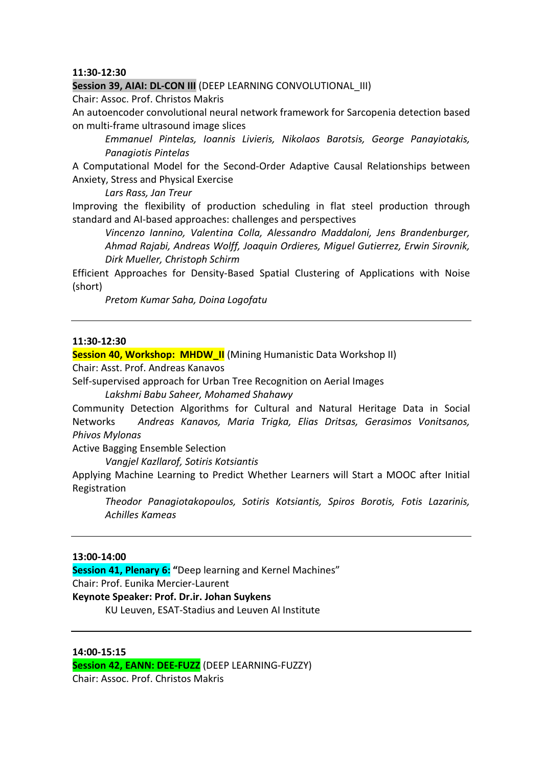**11:30-12:30**

**Session 39, AIAI: DL-CON III** (DEEP LEARNING CONVOLUTIONAL_III)

Chair: Assoc. Prof. Christos Makris

An autoencoder convolutional neural network framework for Sarcopenia detection based on multi-frame ultrasound image slices

*Emmanuel Pintelas, Ioannis Livieris, Nikolaos Barotsis, George Panayiotakis, Panagiotis Pintelas*

A Computational Model for the Second-Order Adaptive Causal Relationships between Anxiety, Stress and Physical Exercise

*Lars Rass, Jan Treur*

Improving the flexibility of production scheduling in flat steel production through standard and AI-based approaches: challenges and perspectives

*Vincenzo Iannino, Valentina Colla, Alessandro Maddaloni, Jens Brandenburger, Ahmad Rajabi, Andreas Wolff, Joaquin Ordieres, Miguel Gutierrez, Erwin Sirovnik, Dirk Mueller, Christoph Schirm*

Efficient Approaches for Density-Based Spatial Clustering of Applications with Noise (short)

*Pretom Kumar Saha, Doina Logofatu*

---

**11:30-12:30**

**Session 40, Workshop: MHDW_II** (Mining Humanistic Data Workshop II)

Chair: Asst. Prof. Andreas Kanavos

Self-supervised approach for Urban Tree Recognition on Aerial Images

*Lakshmi Babu Saheer, Mohamed Shahawy*

Community Detection Algorithms for Cultural and Natural Heritage Data in Social Networks *Andreas Kanavos, Maria Trigka, Elias Dritsas, Gerasimos Vonitsanos, Phivos Mylonas*

Active Bagging Ensemble Selection

*Vangjel Kazllarof, Sotiris Kotsiantis*

Applying Machine Learning to Predict Whether Learners will Start a MOOC after Initial Registration

*Theodor Panagiotakopoulos, Sotiris Kotsiantis, Spiros Borotis, Fotis Lazarinis, Achilles Kameas*

---

**13:00-14:00**

**Session 41, Plenary 6:** **"**Deep learning and Kernel Machines"

Chair: Prof. Eunika Mercier-Laurent

**Keynote Speaker: Prof. Dr.ir. Johan Suykens**

KU Leuven, ESAT-Stadius and Leuven AI Institute

---

**14:00-15:15**

**Session 42, EANN: DEE-FUZZ** (DEEP LEARNING-FUZZY)

Chair: Assoc. Prof. Christos Makris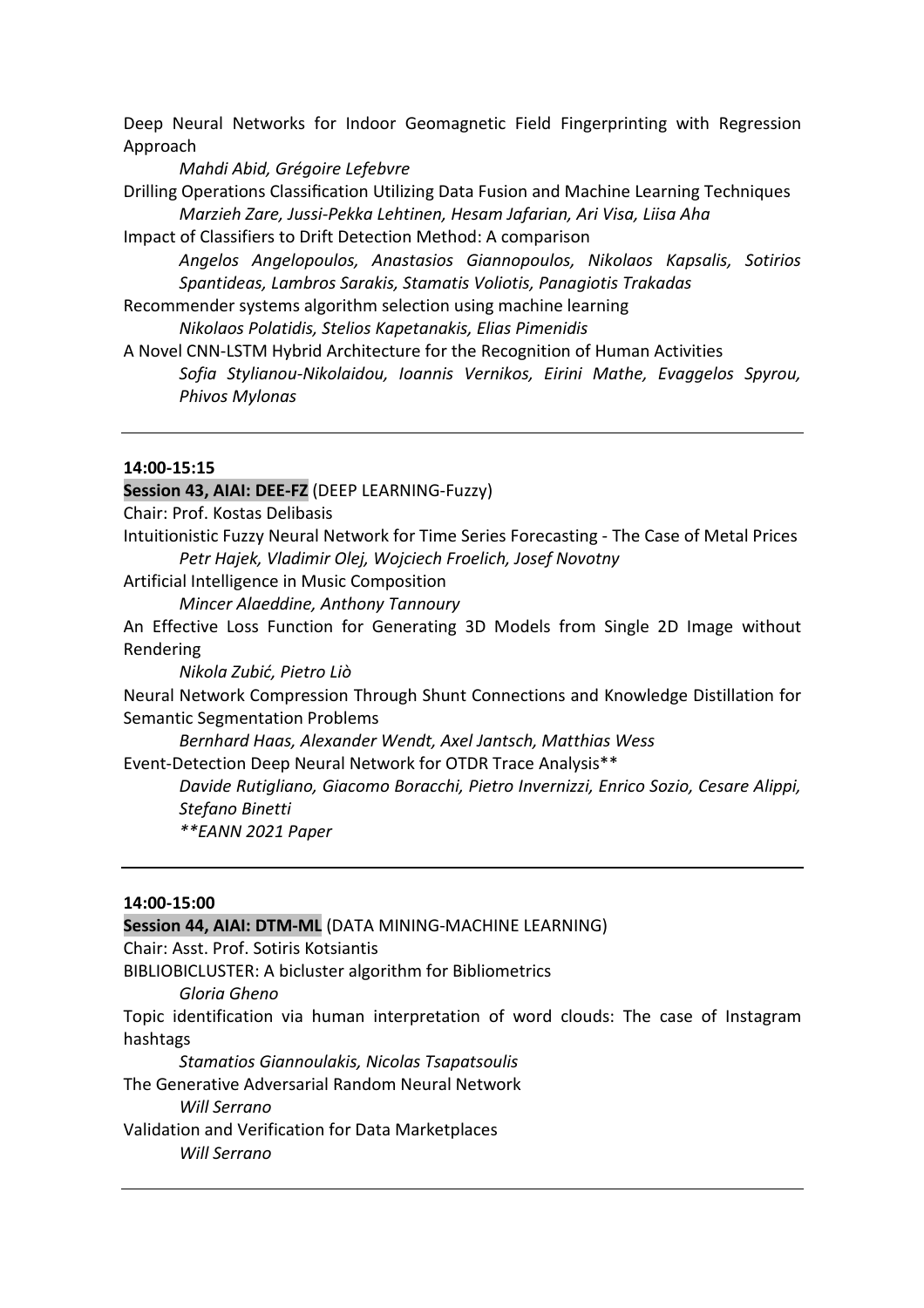Deep Neural Networks for Indoor Geomagnetic Field Fingerprinting with Regression Approach

*Mahdi Abid, Grégoire Lefebvre*

Drilling Operations Classification Utilizing Data Fusion and Machine Learning Techniques

*Marzieh Zare, Jussi-Pekka Lehtinen, Hesam Jafarian, Ari Visa, Liisa Aha*

Impact of Classifiers to Drift Detection Method: A comparison

*Angelos Angelopoulos, Anastasios Giannopoulos, Nikolaos Kapsalis, Sotirios Spantideas, Lambros Sarakis, Stamatis Voliotis, Panagiotis Trakadas*

Recommender systems algorithm selection using machine learning

*Nikolaos Polatidis, Stelios Kapetanakis, Elias Pimenidis*

A Novel CNN-LSTM Hybrid Architecture for the Recognition of Human Activities

*Sofia Stylianou-Nikolaidou, Ioannis Vernikos, Eirini Mathe, Evaggelos Spyrou, Phivos Mylonas*

---

**14:00-15:15**

**Session 43, AIAI: DEE-FZ** (DEEP LEARNING-Fuzzy)

Chair: Prof. Kostas Delibasis

Intuitionistic Fuzzy Neural Network for Time Series Forecasting - The Case of Metal Prices

*Petr Hajek, Vladimir Olej, Wojciech Froelich, Josef Novotny*

Artificial Intelligence in Music Composition

*Mincer Alaeddine, Anthony Tannoury*

An Effective Loss Function for Generating 3D Models from Single 2D Image without Rendering

*Nikola Zubić, Pietro Liò*

Neural Network Compression Through Shunt Connections and Knowledge Distillation for Semantic Segmentation Problems

*Bernhard Haas, Alexander Wendt, Axel Jantsch, Matthias Wess*

Event-Detection Deep Neural Network for OTDR Trace Analysis**

*Davide Rutigliano, Giacomo Boracchi, Pietro Invernizzi, Enrico Sozio, Cesare Alippi, Stefano Binetti*

***EANN 2021 Paper*

---

**14:00-15:00**

**Session 44, AIAI: DTM-ML** (DATA MINING-MACHINE LEARNING)

Chair: Asst. Prof. Sotiris Kotsiantis

BIBLIOBICLUSTER: A bicluster algorithm for Bibliometrics

*Gloria Gheno*

Topic identification via human interpretation of word clouds: The case of Instagram hashtags

*Stamatios Giannoulakis, Nicolas Tsapatsoulis*

The Generative Adversarial Random Neural Network

*Will Serrano*

Validation and Verification for Data Marketplaces

*Will Serrano*

---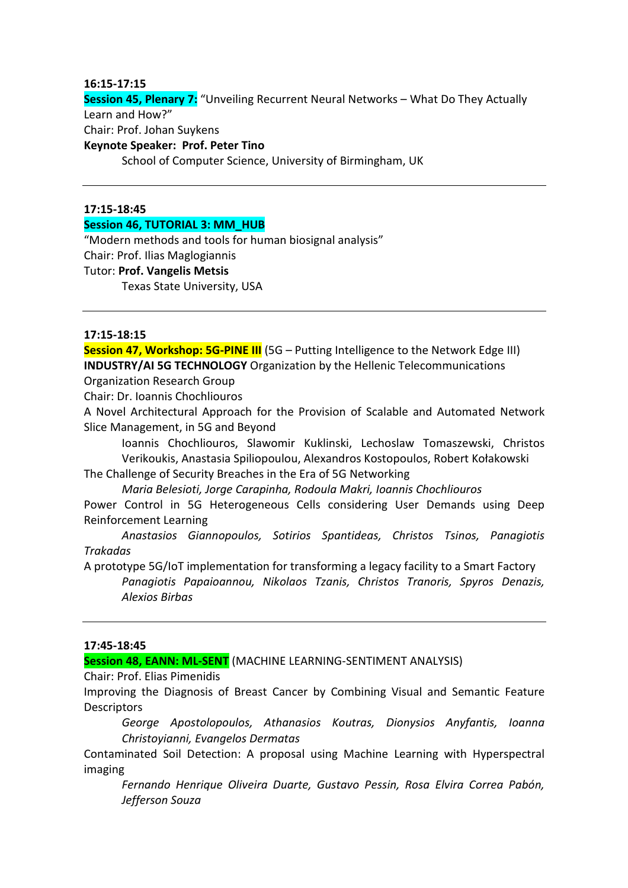**16:15-17:15**

**Session 45, Plenary 7:** "Unveiling Recurrent Neural Networks – What Do They Actually Learn and How?"
Chair: Prof. Johan Suykens
**Keynote Speaker: Prof. Peter Tino**
School of Computer Science, University of Birmingham, UK

---

**17:15-18:45**

**Session 46, TUTORIAL 3: MM_HUB**
"Modern methods and tools for human biosignal analysis"
Chair: Prof. Ilias Maglogiannis
Tutor: **Prof. Vangelis Metsis**
Texas State University, USA

---

**17:15-18:15**

**Session 47, Workshop: 5G-PINE III** (5G – Putting Intelligence to the Network Edge III)
**INDUSTRY/AI 5G TECHNOLOGY** Organization by the Hellenic Telecommunications Organization Research Group
Chair: Dr. Ioannis Chochliouros

A Novel Architectural Approach for the Provision of Scalable and Automated Network Slice Management, in 5G and Beyond
Ioannis Chochliouros, Slawomir Kuklinski, Lechoslaw Tomaszewski, Christos Verikoukis, Anastasia Spiliopoulou, Alexandros Kostopoulos, Robert Kołakowski

The Challenge of Security Breaches in the Era of 5G Networking
*Maria Belesioti, Jorge Carapinha, Rodoula Makri, Ioannis Chochliouros*

Power Control in 5G Heterogeneous Cells considering User Demands using Deep Reinforcement Learning
*Anastasios Giannopoulos, Sotirios Spantideas, Christos Tsinos, Panagiotis Trakadas*

A prototype 5G/IoT implementation for transforming a legacy facility to a Smart Factory
*Panagiotis Papaioannou, Nikolaos Tzanis, Christos Tranoris, Spyros Denazis, Alexios Birbas*

---

**17:45-18:45**

**Session 48, EANN: ML-SENT** (MACHINE LEARNING-SENTIMENT ANALYSIS)
Chair: Prof. Elias Pimenidis

Improving the Diagnosis of Breast Cancer by Combining Visual and Semantic Feature Descriptors
*George Apostolopoulos, Athanasios Koutras, Dionysios Anyfantis, Ioanna Christoyianni, Evangelos Dermatas*

Contaminated Soil Detection: A proposal using Machine Learning with Hyperspectral imaging
*Fernando Henrique Oliveira Duarte, Gustavo Pessin, Rosa Elvira Correa Pabón, Jefferson Souza*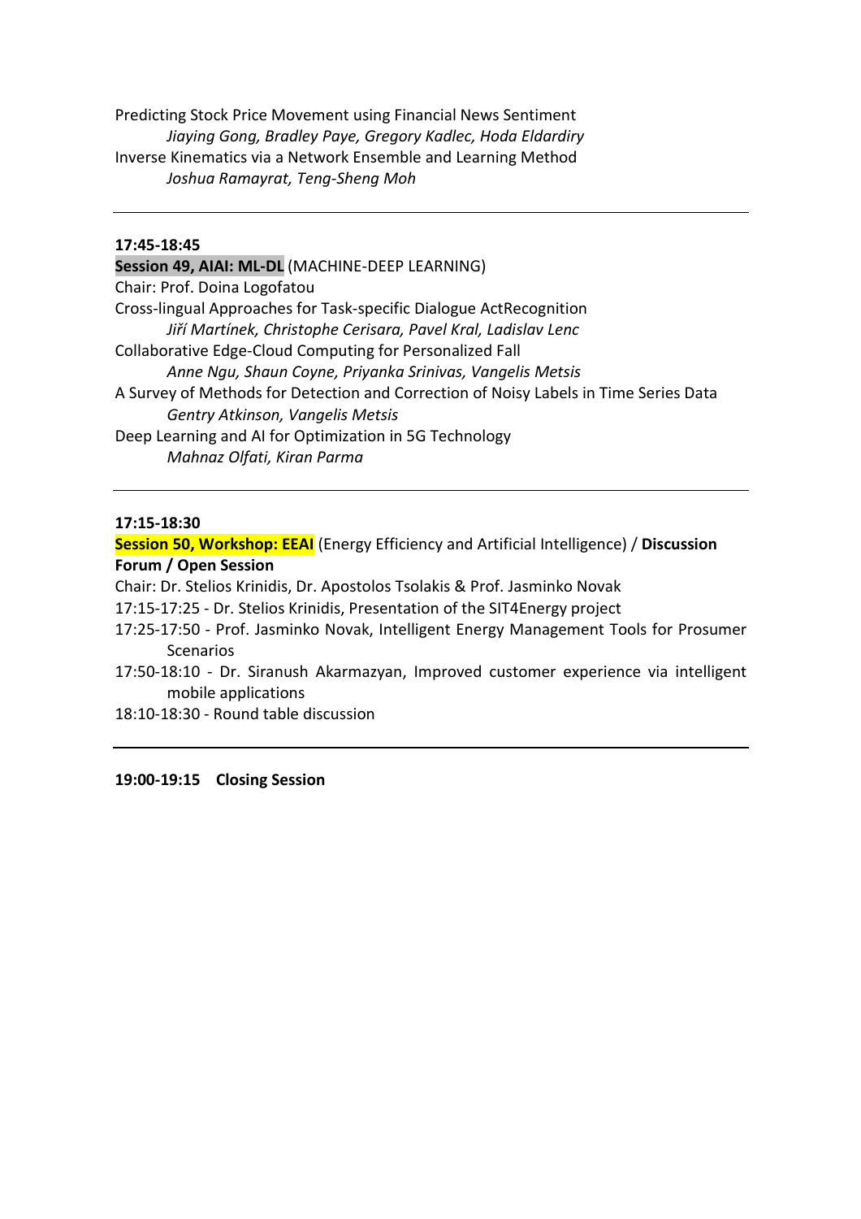Predicting Stock Price Movement using Financial News Sentiment
*Jiaying Gong, Bradley Paye, Gregory Kadlec, Hoda Eldardiry*
Inverse Kinematics via a Network Ensemble and Learning Method
*Joshua Ramayrat, Teng-Sheng Moh*

---

**17:45-18:45**

**Session 49, AIAI: ML-DL** (MACHINE-DEEP LEARNING)
Chair: Prof. Doina Logofatou
Cross-lingual Approaches for Task-specific Dialogue ActRecognition
*Jiří Martínek, Christophe Cerisara, Pavel Kral, Ladislav Lenc*
Collaborative Edge-Cloud Computing for Personalized Fall
*Anne Ngu, Shaun Coyne, Priyanka Srinivas, Vangelis Metsis*
A Survey of Methods for Detection and Correction of Noisy Labels in Time Series Data
*Gentry Atkinson, Vangelis Metsis*
Deep Learning and AI for Optimization in 5G Technology
*Mahnaz Olfati, Kiran Parma*

---

**17:15-18:30**

**Session 50, Workshop: EEAI** (Energy Efficiency and Artificial Intelligence) / **Discussion Forum / Open Session**
Chair: Dr. Stelios Krinidis, Dr. Apostolos Tsolakis & Prof. Jasminko Novak
17:15-17:25 - Dr. Stelios Krinidis, Presentation of the SIT4Energy project
17:25-17:50 - Prof. Jasminko Novak, Intelligent Energy Management Tools for Prosumer Scenarios
17:50-18:10 - Dr. Siranush Akarmazyan, Improved customer experience via intelligent mobile applications
18:10-18:30 - Round table discussion

---

**19:00-19:15 Closing Session**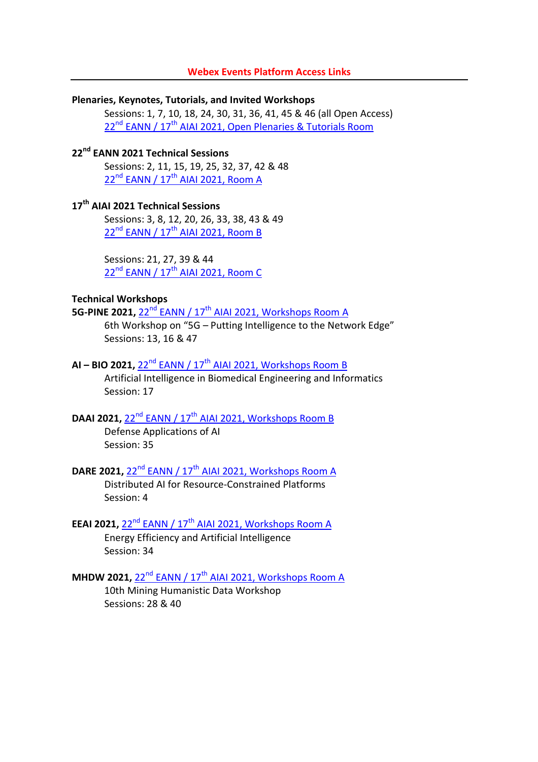## Webex Events Platform Access Links

**Plenaries, Keynotes, Tutorials, and Invited Workshops**

Sessions: 1, 7, 10, 18, 24, 30, 31, 36, 41, 45 & 46 (all Open Access)
22nd EANN / 17th AIAI 2021, Open Plenaries & Tutorials Room

**22nd EANN 2021 Technical Sessions**

Sessions: 2, 11, 15, 19, 25, 32, 37, 42 & 48
22nd EANN / 17th AIAI 2021, Room A

**17th AIAI 2021 Technical Sessions**

Sessions: 3, 8, 12, 20, 26, 33, 38, 43 & 49
22nd EANN / 17th AIAI 2021, Room B

Sessions: 21, 27, 39 & 44
22nd EANN / 17th AIAI 2021, Room C

**Technical Workshops**

**5G-PINE 2021,** 22nd EANN / 17th AIAI 2021, Workshops Room A
6th Workshop on "5G – Putting Intelligence to the Network Edge"
Sessions: 13, 16 & 47

**AI – BIO 2021,** 22nd EANN / 17th AIAI 2021, Workshops Room B
Artificial Intelligence in Biomedical Engineering and Informatics
Session: 17

**DAAI 2021,** 22nd EANN / 17th AIAI 2021, Workshops Room B
Defense Applications of AI
Session: 35

**DARE 2021,** 22nd EANN / 17th AIAI 2021, Workshops Room A
Distributed AI for Resource-Constrained Platforms
Session: 4

**EEAI 2021,** 22nd EANN / 17th AIAI 2021, Workshops Room A
Energy Efficiency and Artificial Intelligence
Session: 34

**MHDW 2021,** 22nd EANN / 17th AIAI 2021, Workshops Room A
10th Mining Humanistic Data Workshop
Sessions: 28 & 40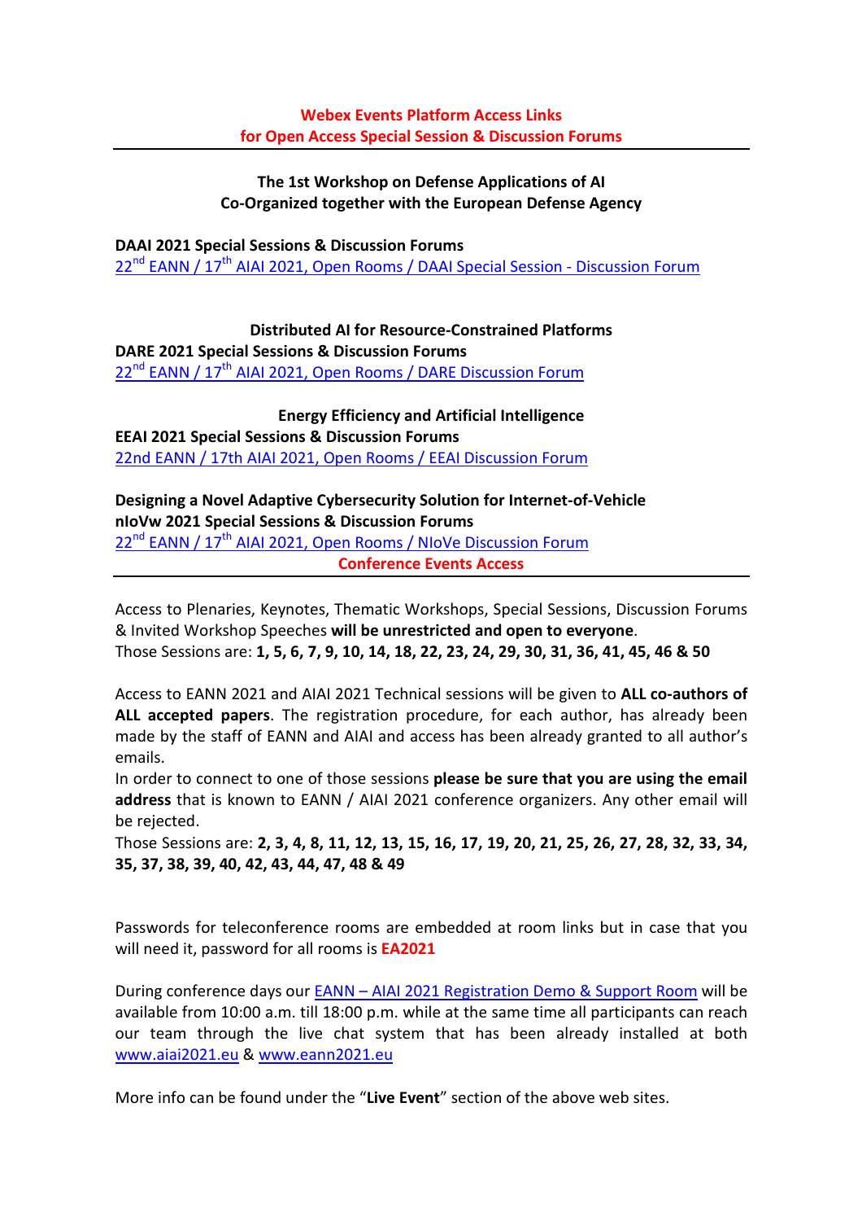**Webex Events Platform Access Links**
**for Open Access Special Session & Discussion Forums**

---

**The 1st Workshop on Defense Applications of AI**
**Co-Organized together with the European Defense Agency**

**DAAI 2021 Special Sessions & Discussion Forums**
22nd EANN / 17th AIAI 2021, Open Rooms / DAAI Special Session - Discussion Forum

**Distributed AI for Resource-Constrained Platforms**
**DARE 2021 Special Sessions & Discussion Forums**
22nd EANN / 17th AIAI 2021, Open Rooms / DARE Discussion Forum

**Energy Efficiency and Artificial Intelligence**
**EEAI 2021 Special Sessions & Discussion Forums**
22nd EANN / 17th AIAI 2021, Open Rooms / EEAI Discussion Forum

**Designing a Novel Adaptive Cybersecurity Solution for Internet-of-Vehicle**
**nIoVw 2021 Special Sessions & Discussion Forums**
22nd EANN / 17th AIAI 2021, Open Rooms / NIoVe Discussion Forum

**Conference Events Access**

---

Access to Plenaries, Keynotes, Thematic Workshops, Special Sessions, Discussion Forums & Invited Workshop Speeches **will be unrestricted and open to everyone**.
Those Sessions are: **1, 5, 6, 7, 9, 10, 14, 18, 22, 23, 24, 29, 30, 31, 36, 41, 45, 46 & 50**

Access to EANN 2021 and AIAI 2021 Technical sessions will be given to **ALL co-authors of ALL accepted papers**. The registration procedure, for each author, has already been made by the staff of EANN and AIAI and access has been already granted to all author's emails.
In order to connect to one of those sessions **please be sure that you are using the email address** that is known to EANN / AIAI 2021 conference organizers. Any other email will be rejected.
Those Sessions are: **2, 3, 4, 8, 11, 12, 13, 15, 16, 17, 19, 20, 21, 25, 26, 27, 28, 32, 33, 34, 35, 37, 38, 39, 40, 42, 43, 44, 47, 48 & 49**

Passwords for teleconference rooms are embedded at room links but in case that you will need it, password for all rooms is **EA2021**

During conference days our EANN – AIAI 2021 Registration Demo & Support Room will be available from 10:00 a.m. till 18:00 p.m. while at the same time all participants can reach our team through the live chat system that has been already installed at both www.aiai2021.eu & www.eann2021.eu

More info can be found under the "**Live Event**" section of the above web sites.